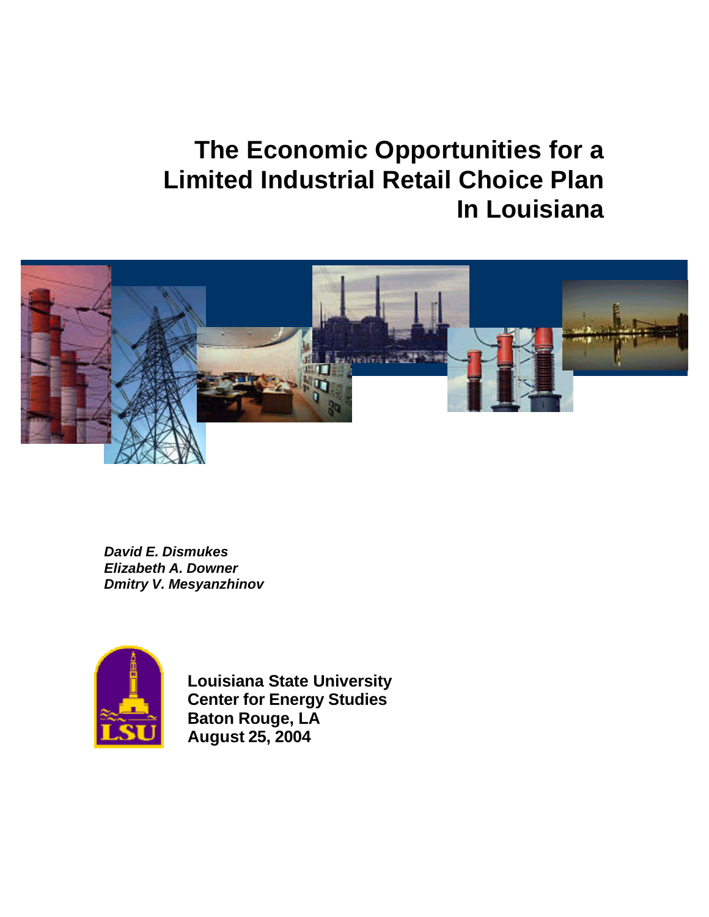# The Economic Opportunities for a Limited Industrial Retail Choice Plan In Louisiana

***David E. Dismukes***
***Elizabeth A. Downer***
***Dmitry V. Mesyanzhinov***

**Louisiana State University**
**Center for Energy Studies**
**Baton Rouge, LA**
**August 25, 2004**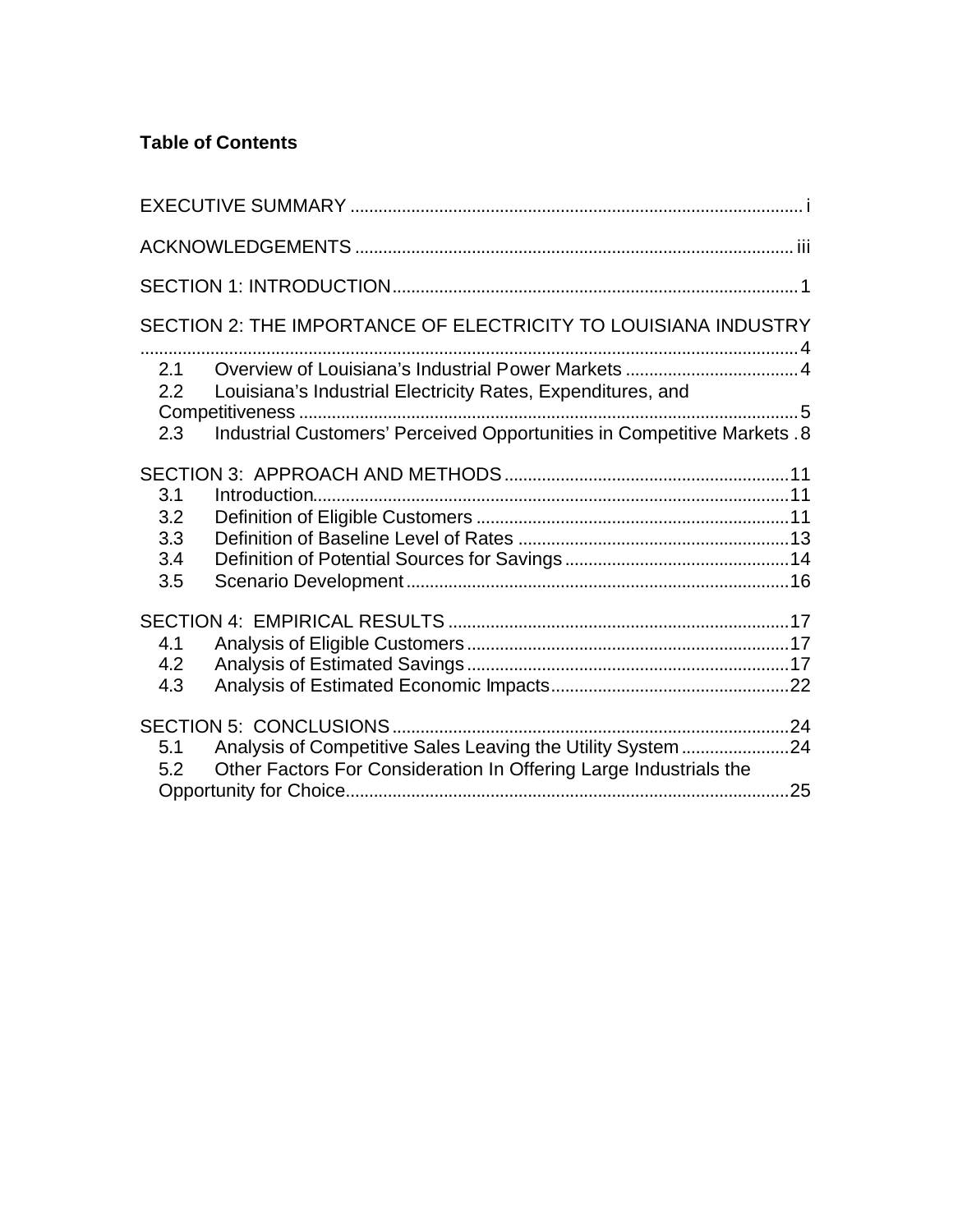**Table of Contents**

EXECUTIVE SUMMARY ..... i

ACKNOWLEDGEMENTS ..... iii

SECTION 1: INTRODUCTION ..... 1

SECTION 2: THE IMPORTANCE OF ELECTRICITY TO LOUISIANA INDUSTRY ..... 4

- 2.1 Overview of Louisiana's Industrial Power Markets ..... 4
- 2.2 Louisiana's Industrial Electricity Rates, Expenditures, and Competitiveness ..... 5
- 2.3 Industrial Customers' Perceived Opportunities in Competitive Markets ..... 8

SECTION 3: APPROACH AND METHODS ..... 11

- 3.1 Introduction ..... 11
- 3.2 Definition of Eligible Customers ..... 11
- 3.3 Definition of Baseline Level of Rates ..... 13
- 3.4 Definition of Potential Sources for Savings ..... 14
- 3.5 Scenario Development ..... 16

SECTION 4: EMPIRICAL RESULTS ..... 17

- 4.1 Analysis of Eligible Customers ..... 17
- 4.2 Analysis of Estimated Savings ..... 17
- 4.3 Analysis of Estimated Economic Impacts ..... 22

SECTION 5: CONCLUSIONS ..... 24

- 5.1 Analysis of Competitive Sales Leaving the Utility System ..... 24
- 5.2 Other Factors For Consideration In Offering Large Industrials the Opportunity for Choice ..... 25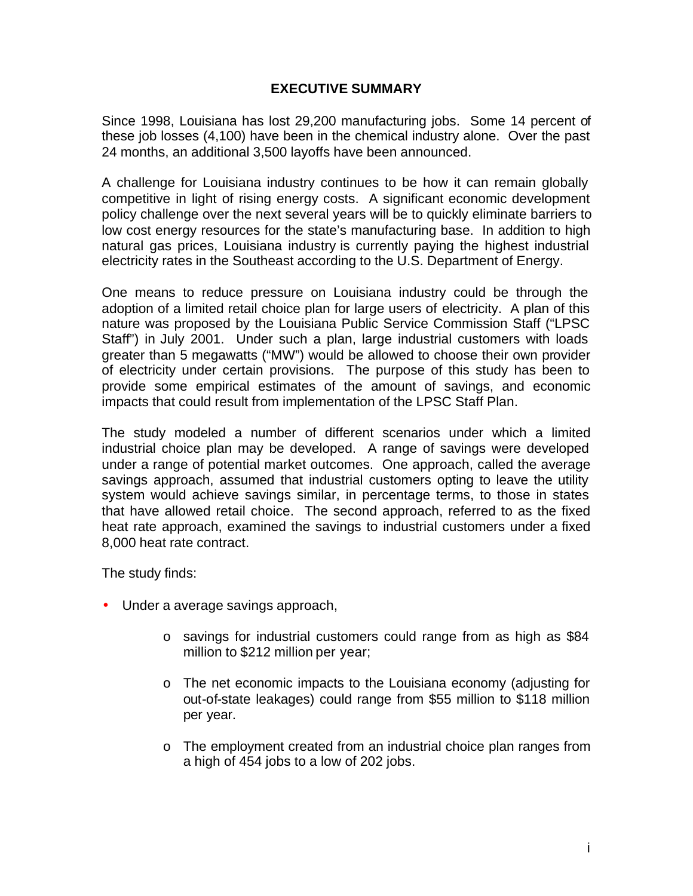## EXECUTIVE SUMMARY

Since 1998, Louisiana has lost 29,200 manufacturing jobs. Some 14 percent of these job losses (4,100) have been in the chemical industry alone. Over the past 24 months, an additional 3,500 layoffs have been announced.

A challenge for Louisiana industry continues to be how it can remain globally competitive in light of rising energy costs. A significant economic development policy challenge over the next several years will be to quickly eliminate barriers to low cost energy resources for the state's manufacturing base. In addition to high natural gas prices, Louisiana industry is currently paying the highest industrial electricity rates in the Southeast according to the U.S. Department of Energy.

One means to reduce pressure on Louisiana industry could be through the adoption of a limited retail choice plan for large users of electricity. A plan of this nature was proposed by the Louisiana Public Service Commission Staff ("LPSC Staff") in July 2001. Under such a plan, large industrial customers with loads greater than 5 megawatts ("MW") would be allowed to choose their own provider of electricity under certain provisions. The purpose of this study has been to provide some empirical estimates of the amount of savings, and economic impacts that could result from implementation of the LPSC Staff Plan.

The study modeled a number of different scenarios under which a limited industrial choice plan may be developed. A range of savings were developed under a range of potential market outcomes. One approach, called the average savings approach, assumed that industrial customers opting to leave the utility system would achieve savings similar, in percentage terms, to those in states that have allowed retail choice. The second approach, referred to as the fixed heat rate approach, examined the savings to industrial customers under a fixed 8,000 heat rate contract.

The study finds:

- Under a average savings approach,
  - savings for industrial customers could range from as high as $84 million to $212 million per year;
  - The net economic impacts to the Louisiana economy (adjusting for out-of-state leakages) could range from $55 million to $118 million per year.
  - The employment created from an industrial choice plan ranges from a high of 454 jobs to a low of 202 jobs.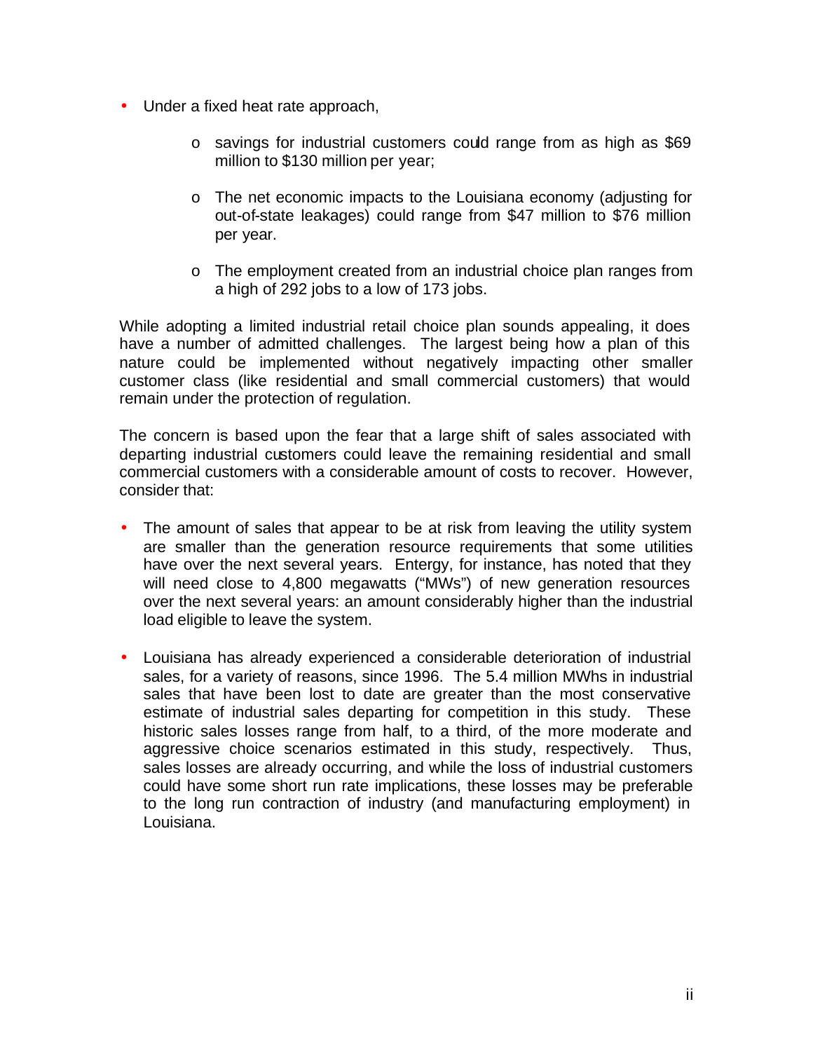- Under a fixed heat rate approach,
    - savings for industrial customers could range from as high as $69 million to $130 million per year;
    - The net economic impacts to the Louisiana economy (adjusting for out-of-state leakages) could range from $47 million to $76 million per year.
    - The employment created from an industrial choice plan ranges from a high of 292 jobs to a low of 173 jobs.

While adopting a limited industrial retail choice plan sounds appealing, it does have a number of admitted challenges. The largest being how a plan of this nature could be implemented without negatively impacting other smaller customer class (like residential and small commercial customers) that would remain under the protection of regulation.

The concern is based upon the fear that a large shift of sales associated with departing industrial customers could leave the remaining residential and small commercial customers with a considerable amount of costs to recover. However, consider that:

- The amount of sales that appear to be at risk from leaving the utility system are smaller than the generation resource requirements that some utilities have over the next several years. Entergy, for instance, has noted that they will need close to 4,800 megawatts ("MWs") of new generation resources over the next several years: an amount considerably higher than the industrial load eligible to leave the system.

- Louisiana has already experienced a considerable deterioration of industrial sales, for a variety of reasons, since 1996. The 5.4 million MWhs in industrial sales that have been lost to date are greater than the most conservative estimate of industrial sales departing for competition in this study. These historic sales losses range from half, to a third, of the more moderate and aggressive choice scenarios estimated in this study, respectively. Thus, sales losses are already occurring, and while the loss of industrial customers could have some short run rate implications, these losses may be preferable to the long run contraction of industry (and manufacturing employment) in Louisiana.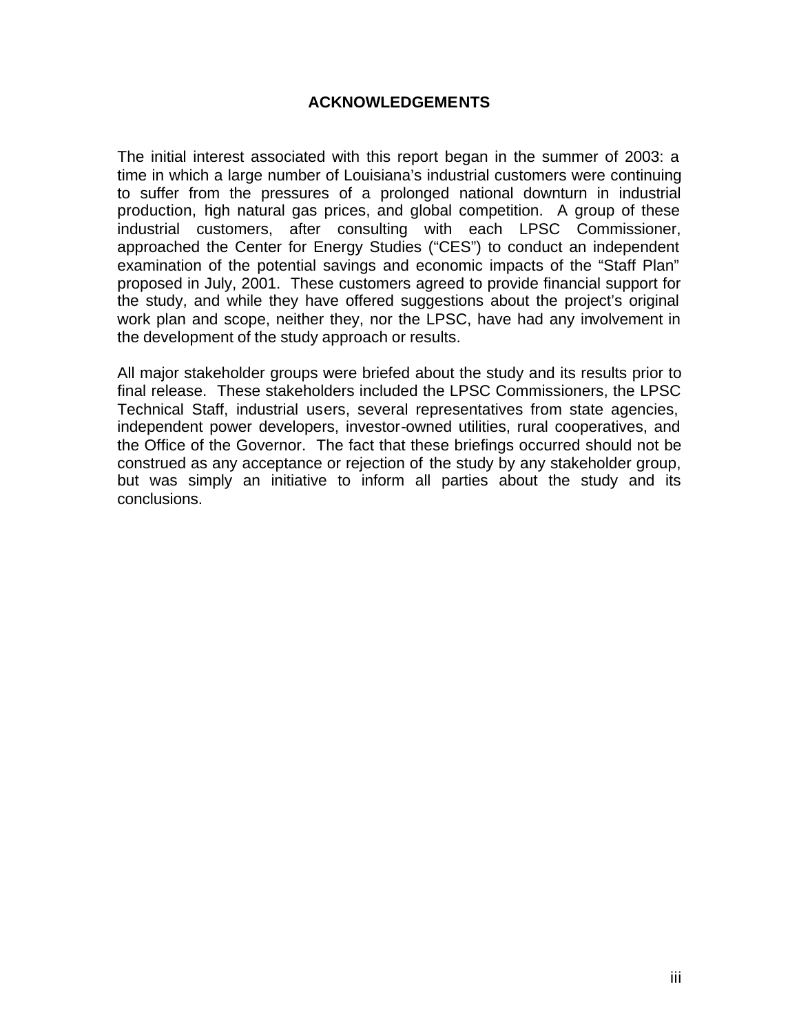# ACKNOWLEDGEMENTS

The initial interest associated with this report began in the summer of 2003: a time in which a large number of Louisiana's industrial customers were continuing to suffer from the pressures of a prolonged national downturn in industrial production, high natural gas prices, and global competition. A group of these industrial customers, after consulting with each LPSC Commissioner, approached the Center for Energy Studies ("CES") to conduct an independent examination of the potential savings and economic impacts of the "Staff Plan" proposed in July, 2001. These customers agreed to provide financial support for the study, and while they have offered suggestions about the project's original work plan and scope, neither they, nor the LPSC, have had any involvement in the development of the study approach or results.

All major stakeholder groups were briefed about the study and its results prior to final release. These stakeholders included the LPSC Commissioners, the LPSC Technical Staff, industrial users, several representatives from state agencies, independent power developers, investor-owned utilities, rural cooperatives, and the Office of the Governor. The fact that these briefings occurred should not be construed as any acceptance or rejection of the study by any stakeholder group, but was simply an initiative to inform all parties about the study and its conclusions.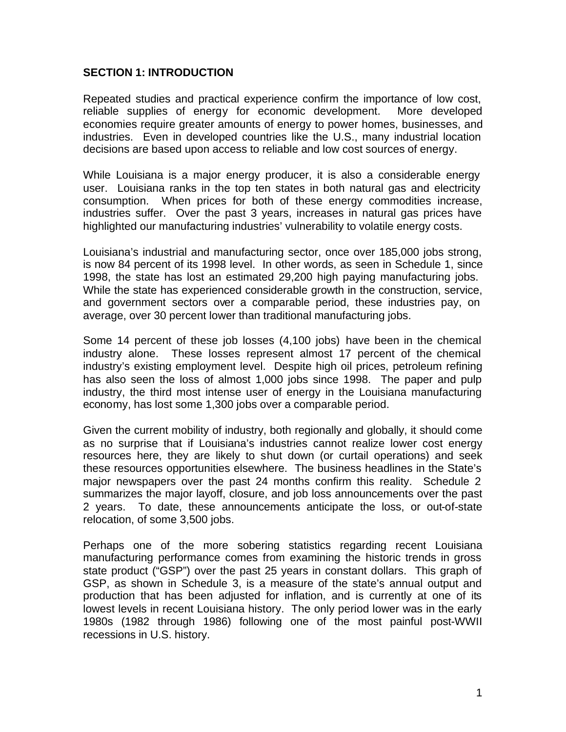## SECTION 1: INTRODUCTION

Repeated studies and practical experience confirm the importance of low cost, reliable supplies of energy for economic development. More developed economies require greater amounts of energy to power homes, businesses, and industries. Even in developed countries like the U.S., many industrial location decisions are based upon access to reliable and low cost sources of energy.

While Louisiana is a major energy producer, it is also a considerable energy user. Louisiana ranks in the top ten states in both natural gas and electricity consumption. When prices for both of these energy commodities increase, industries suffer. Over the past 3 years, increases in natural gas prices have highlighted our manufacturing industries' vulnerability to volatile energy costs.

Louisiana's industrial and manufacturing sector, once over 185,000 jobs strong, is now 84 percent of its 1998 level. In other words, as seen in Schedule 1, since 1998, the state has lost an estimated 29,200 high paying manufacturing jobs. While the state has experienced considerable growth in the construction, service, and government sectors over a comparable period, these industries pay, on average, over 30 percent lower than traditional manufacturing jobs.

Some 14 percent of these job losses (4,100 jobs) have been in the chemical industry alone. These losses represent almost 17 percent of the chemical industry's existing employment level. Despite high oil prices, petroleum refining has also seen the loss of almost 1,000 jobs since 1998. The paper and pulp industry, the third most intense user of energy in the Louisiana manufacturing economy, has lost some 1,300 jobs over a comparable period.

Given the current mobility of industry, both regionally and globally, it should come as no surprise that if Louisiana's industries cannot realize lower cost energy resources here, they are likely to shut down (or curtail operations) and seek these resources opportunities elsewhere. The business headlines in the State's major newspapers over the past 24 months confirm this reality. Schedule 2 summarizes the major layoff, closure, and job loss announcements over the past 2 years. To date, these announcements anticipate the loss, or out-of-state relocation, of some 3,500 jobs.

Perhaps one of the more sobering statistics regarding recent Louisiana manufacturing performance comes from examining the historic trends in gross state product ("GSP") over the past 25 years in constant dollars. This graph of GSP, as shown in Schedule 3, is a measure of the state's annual output and production that has been adjusted for inflation, and is currently at one of its lowest levels in recent Louisiana history. The only period lower was in the early 1980s (1982 through 1986) following one of the most painful post-WWII recessions in U.S. history.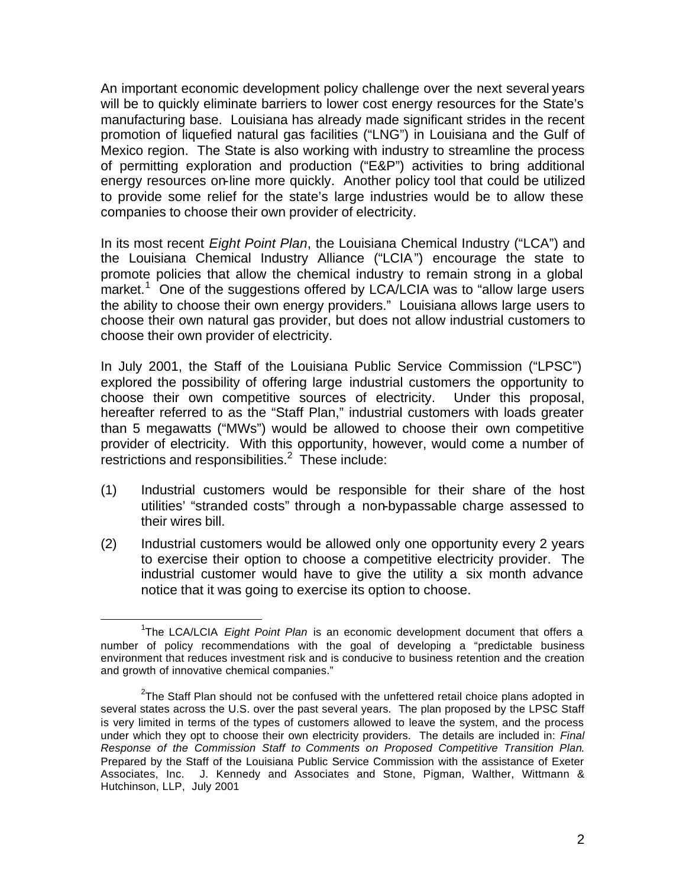An important economic development policy challenge over the next several years will be to quickly eliminate barriers to lower cost energy resources for the State's manufacturing base. Louisiana has already made significant strides in the recent promotion of liquefied natural gas facilities ("LNG") in Louisiana and the Gulf of Mexico region. The State is also working with industry to streamline the process of permitting exploration and production ("E&P") activities to bring additional energy resources on-line more quickly. Another policy tool that could be utilized to provide some relief for the state's large industries would be to allow these companies to choose their own provider of electricity.

In its most recent *Eight Point Plan*, the Louisiana Chemical Industry ("LCA") and the Louisiana Chemical Industry Alliance ("LCIA") encourage the state to promote policies that allow the chemical industry to remain strong in a global market.[1] One of the suggestions offered by LCA/LCIA was to "allow large users the ability to choose their own energy providers." Louisiana allows large users to choose their own natural gas provider, but does not allow industrial customers to choose their own provider of electricity.

In July 2001, the Staff of the Louisiana Public Service Commission ("LPSC") explored the possibility of offering large industrial customers the opportunity to choose their own competitive sources of electricity. Under this proposal, hereafter referred to as the "Staff Plan," industrial customers with loads greater than 5 megawatts ("MWs") would be allowed to choose their own competitive provider of electricity. With this opportunity, however, would come a number of restrictions and responsibilities.[2] These include:

(1) Industrial customers would be responsible for their share of the host utilities' "stranded costs" through a non-bypassable charge assessed to their wires bill.

(2) Industrial customers would be allowed only one opportunity every 2 years to exercise their option to choose a competitive electricity provider. The industrial customer would have to give the utility a six month advance notice that it was going to exercise its option to choose.

---

[1] The LCA/LCIA *Eight Point Plan* is an economic development document that offers a number of policy recommendations with the goal of developing a "predictable business environment that reduces investment risk and is conducive to business retention and the creation and growth of innovative chemical companies."

[2] The Staff Plan should not be confused with the unfettered retail choice plans adopted in several states across the U.S. over the past several years. The plan proposed by the LPSC Staff is very limited in terms of the types of customers allowed to leave the system, and the process under which they opt to choose their own electricity providers. The details are included in: *Final Response of the Commission Staff to Comments on Proposed Competitive Transition Plan*. Prepared by the Staff of the Louisiana Public Service Commission with the assistance of Exeter Associates, Inc. J. Kennedy and Associates and Stone, Pigman, Walther, Wittmann & Hutchinson, LLP, July 2001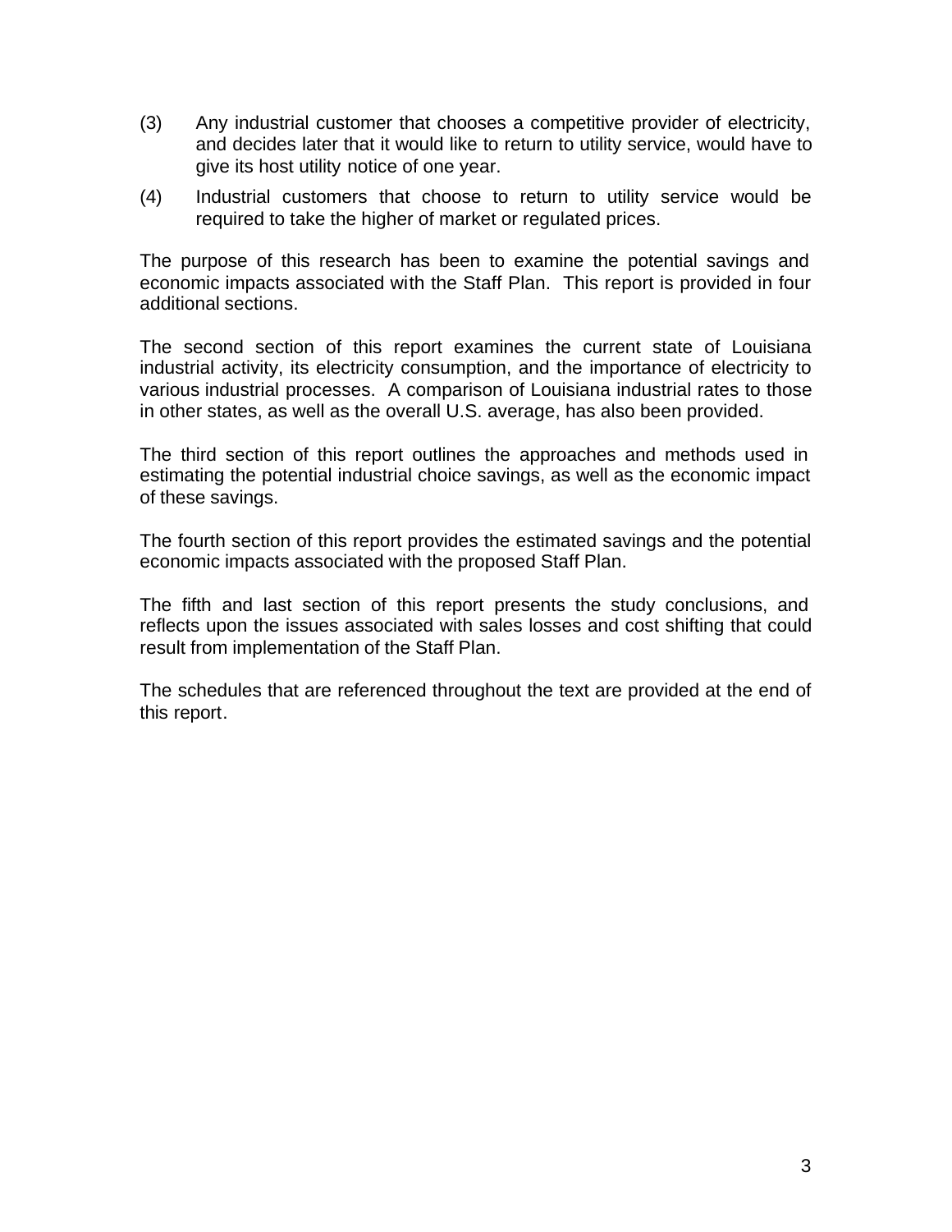(3) Any industrial customer that chooses a competitive provider of electricity, and decides later that it would like to return to utility service, would have to give its host utility notice of one year.

(4) Industrial customers that choose to return to utility service would be required to take the higher of market or regulated prices.

The purpose of this research has been to examine the potential savings and economic impacts associated with the Staff Plan. This report is provided in four additional sections.

The second section of this report examines the current state of Louisiana industrial activity, its electricity consumption, and the importance of electricity to various industrial processes. A comparison of Louisiana industrial rates to those in other states, as well as the overall U.S. average, has also been provided.

The third section of this report outlines the approaches and methods used in estimating the potential industrial choice savings, as well as the economic impact of these savings.

The fourth section of this report provides the estimated savings and the potential economic impacts associated with the proposed Staff Plan.

The fifth and last section of this report presents the study conclusions, and reflects upon the issues associated with sales losses and cost shifting that could result from implementation of the Staff Plan.

The schedules that are referenced throughout the text are provided at the end of this report.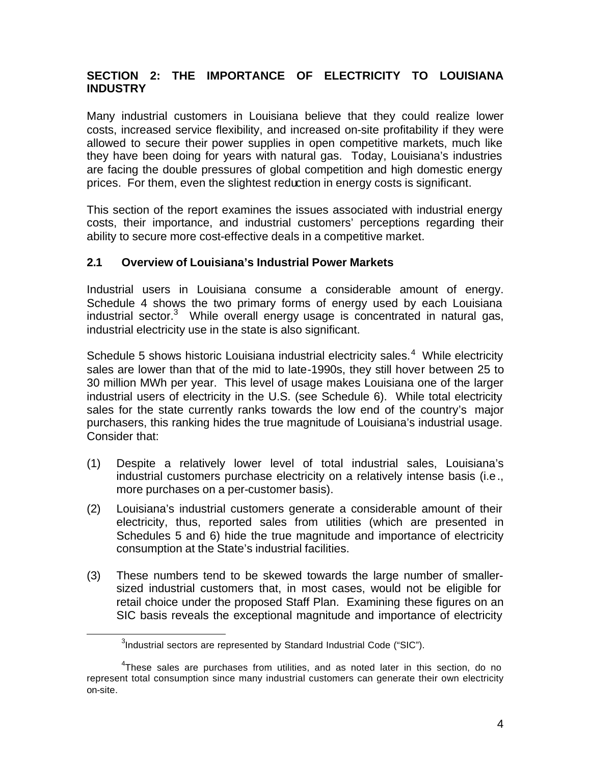## SECTION 2: THE IMPORTANCE OF ELECTRICITY TO LOUISIANA INDUSTRY

Many industrial customers in Louisiana believe that they could realize lower costs, increased service flexibility, and increased on-site profitability if they were allowed to secure their power supplies in open competitive markets, much like they have been doing for years with natural gas. Today, Louisiana's industries are facing the double pressures of global competition and high domestic energy prices. For them, even the slightest reduction in energy costs is significant.

This section of the report examines the issues associated with industrial energy costs, their importance, and industrial customers' perceptions regarding their ability to secure more cost-effective deals in a competitive market.

### 2.1 Overview of Louisiana's Industrial Power Markets

Industrial users in Louisiana consume a considerable amount of energy. Schedule 4 shows the two primary forms of energy used by each Louisiana industrial sector.[3] While overall energy usage is concentrated in natural gas, industrial electricity use in the state is also significant.

Schedule 5 shows historic Louisiana industrial electricity sales.[4] While electricity sales are lower than that of the mid to late-1990s, they still hover between 25 to 30 million MWh per year. This level of usage makes Louisiana one of the larger industrial users of electricity in the U.S. (see Schedule 6). While total electricity sales for the state currently ranks towards the low end of the country's major purchasers, this ranking hides the true magnitude of Louisiana's industrial usage. Consider that:

(1) Despite a relatively lower level of total industrial sales, Louisiana's industrial customers purchase electricity on a relatively intense basis (i.e., more purchases on a per-customer basis).

(2) Louisiana's industrial customers generate a considerable amount of their electricity, thus, reported sales from utilities (which are presented in Schedules 5 and 6) hide the true magnitude and importance of electricity consumption at the State's industrial facilities.

(3) These numbers tend to be skewed towards the large number of smaller-sized industrial customers that, in most cases, would not be eligible for retail choice under the proposed Staff Plan. Examining these figures on an SIC basis reveals the exceptional magnitude and importance of electricity

---

[3] Industrial sectors are represented by Standard Industrial Code ("SIC").

[4] These sales are purchases from utilities, and as noted later in this section, do no represent total consumption since many industrial customers can generate their own electricity on-site.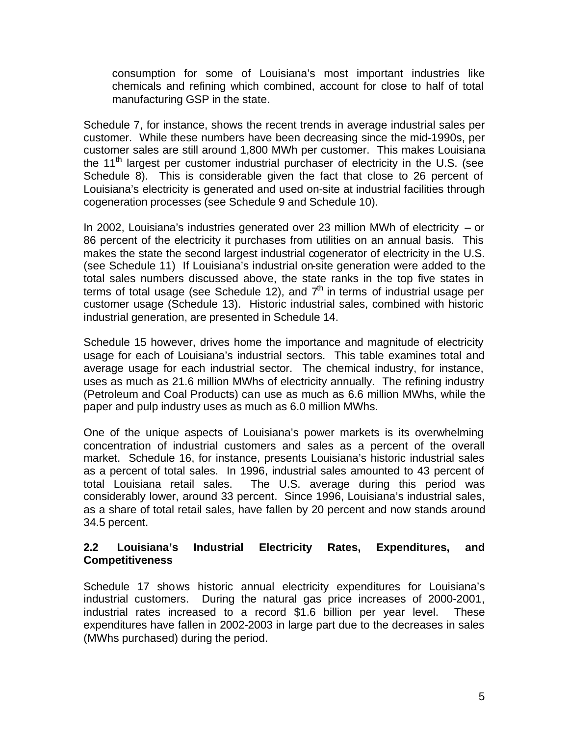consumption for some of Louisiana's most important industries like chemicals and refining which combined, account for close to half of total manufacturing GSP in the state.

Schedule 7, for instance, shows the recent trends in average industrial sales per customer. While these numbers have been decreasing since the mid-1990s, per customer sales are still around 1,800 MWh per customer. This makes Louisiana the 11th largest per customer industrial purchaser of electricity in the U.S. (see Schedule 8). This is considerable given the fact that close to 26 percent of Louisiana's electricity is generated and used on-site at industrial facilities through cogeneration processes (see Schedule 9 and Schedule 10).

In 2002, Louisiana's industries generated over 23 million MWh of electricity – or 86 percent of the electricity it purchases from utilities on an annual basis. This makes the state the second largest industrial cogenerator of electricity in the U.S. (see Schedule 11) If Louisiana's industrial on-site generation were added to the total sales numbers discussed above, the state ranks in the top five states in terms of total usage (see Schedule 12), and 7th in terms of industrial usage per customer usage (Schedule 13). Historic industrial sales, combined with historic industrial generation, are presented in Schedule 14.

Schedule 15 however, drives home the importance and magnitude of electricity usage for each of Louisiana's industrial sectors. This table examines total and average usage for each industrial sector. The chemical industry, for instance, uses as much as 21.6 million MWhs of electricity annually. The refining industry (Petroleum and Coal Products) can use as much as 6.6 million MWhs, while the paper and pulp industry uses as much as 6.0 million MWhs.

One of the unique aspects of Louisiana's power markets is its overwhelming concentration of industrial customers and sales as a percent of the overall market. Schedule 16, for instance, presents Louisiana's historic industrial sales as a percent of total sales. In 1996, industrial sales amounted to 43 percent of total Louisiana retail sales. The U.S. average during this period was considerably lower, around 33 percent. Since 1996, Louisiana's industrial sales, as a share of total retail sales, have fallen by 20 percent and now stands around 34.5 percent.

### 2.2 Louisiana's Industrial Electricity Rates, Expenditures, and Competitiveness

Schedule 17 shows historic annual electricity expenditures for Louisiana's industrial customers. During the natural gas price increases of 2000-2001, industrial rates increased to a record \$1.6 billion per year level. These expenditures have fallen in 2002-2003 in large part due to the decreases in sales (MWhs purchased) during the period.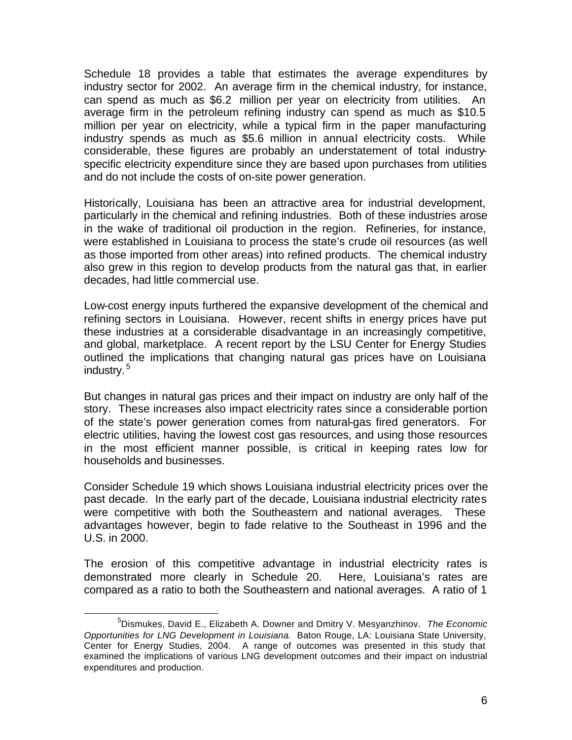Schedule 18 provides a table that estimates the average expenditures by industry sector for 2002. An average firm in the chemical industry, for instance, can spend as much as $6.2 million per year on electricity from utilities. An average firm in the petroleum refining industry can spend as much as $10.5 million per year on electricity, while a typical firm in the paper manufacturing industry spends as much as $5.6 million in annual electricity costs. While considerable, these figures are probably an understatement of total industry-specific electricity expenditure since they are based upon purchases from utilities and do not include the costs of on-site power generation.

Historically, Louisiana has been an attractive area for industrial development, particularly in the chemical and refining industries. Both of these industries arose in the wake of traditional oil production in the region. Refineries, for instance, were established in Louisiana to process the state's crude oil resources (as well as those imported from other areas) into refined products. The chemical industry also grew in this region to develop products from the natural gas that, in earlier decades, had little commercial use.

Low-cost energy inputs furthered the expansive development of the chemical and refining sectors in Louisiana. However, recent shifts in energy prices have put these industries at a considerable disadvantage in an increasingly competitive, and global, marketplace. A recent report by the LSU Center for Energy Studies outlined the implications that changing natural gas prices have on Louisiana industry.[5]

But changes in natural gas prices and their impact on industry are only half of the story. These increases also impact electricity rates since a considerable portion of the state's power generation comes from natural-gas fired generators. For electric utilities, having the lowest cost gas resources, and using those resources in the most efficient manner possible, is critical in keeping rates low for households and businesses.

Consider Schedule 19 which shows Louisiana industrial electricity prices over the past decade. In the early part of the decade, Louisiana industrial electricity rates were competitive with both the Southeastern and national averages. These advantages however, begin to fade relative to the Southeast in 1996 and the U.S. in 2000.

The erosion of this competitive advantage in industrial electricity rates is demonstrated more clearly in Schedule 20. Here, Louisiana's rates are compared as a ratio to both the Southeastern and national averages. A ratio of 1

---

[5] Dismukes, David E., Elizabeth A. Downer and Dmitry V. Mesyanzhinov. *The Economic Opportunities for LNG Development in Louisiana*. Baton Rouge, LA: Louisiana State University, Center for Energy Studies, 2004. A range of outcomes was presented in this study that examined the implications of various LNG development outcomes and their impact on industrial expenditures and production.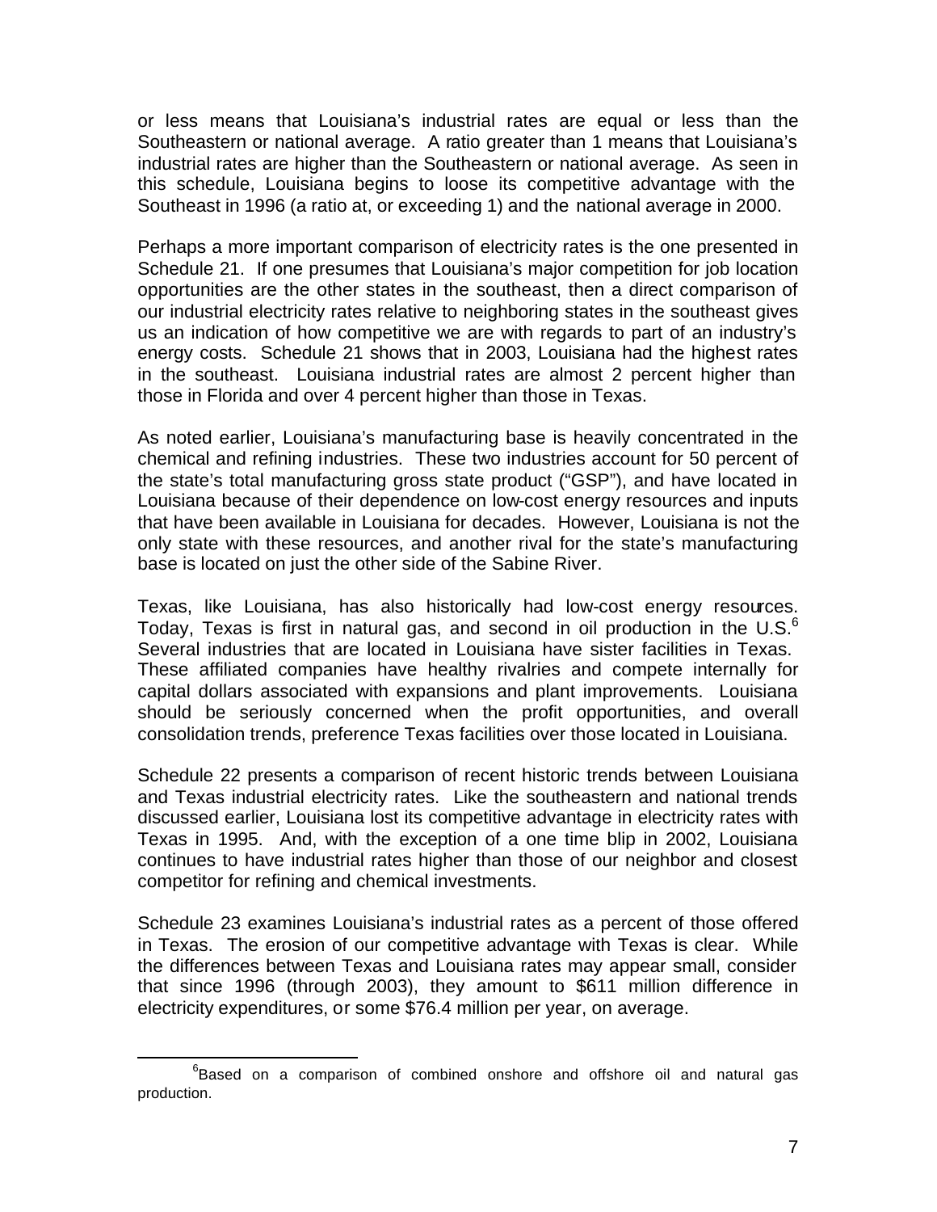or less means that Louisiana's industrial rates are equal or less than the Southeastern or national average. A ratio greater than 1 means that Louisiana's industrial rates are higher than the Southeastern or national average. As seen in this schedule, Louisiana begins to loose its competitive advantage with the Southeast in 1996 (a ratio at, or exceeding 1) and the national average in 2000.

Perhaps a more important comparison of electricity rates is the one presented in Schedule 21. If one presumes that Louisiana's major competition for job location opportunities are the other states in the southeast, then a direct comparison of our industrial electricity rates relative to neighboring states in the southeast gives us an indication of how competitive we are with regards to part of an industry's energy costs. Schedule 21 shows that in 2003, Louisiana had the highest rates in the southeast. Louisiana industrial rates are almost 2 percent higher than those in Florida and over 4 percent higher than those in Texas.

As noted earlier, Louisiana's manufacturing base is heavily concentrated in the chemical and refining industries. These two industries account for 50 percent of the state's total manufacturing gross state product ("GSP"), and have located in Louisiana because of their dependence on low-cost energy resources and inputs that have been available in Louisiana for decades. However, Louisiana is not the only state with these resources, and another rival for the state's manufacturing base is located on just the other side of the Sabine River.

Texas, like Louisiana, has also historically had low-cost energy resources. Today, Texas is first in natural gas, and second in oil production in the U.S.[6] Several industries that are located in Louisiana have sister facilities in Texas. These affiliated companies have healthy rivalries and compete internally for capital dollars associated with expansions and plant improvements. Louisiana should be seriously concerned when the profit opportunities, and overall consolidation trends, preference Texas facilities over those located in Louisiana.

Schedule 22 presents a comparison of recent historic trends between Louisiana and Texas industrial electricity rates. Like the southeastern and national trends discussed earlier, Louisiana lost its competitive advantage in electricity rates with Texas in 1995. And, with the exception of a one time blip in 2002, Louisiana continues to have industrial rates higher than those of our neighbor and closest competitor for refining and chemical investments.

Schedule 23 examines Louisiana's industrial rates as a percent of those offered in Texas. The erosion of our competitive advantage with Texas is clear. While the differences between Texas and Louisiana rates may appear small, consider that since 1996 (through 2003), they amount to $611 million difference in electricity expenditures, or some $76.4 million per year, on average.

[6] Based on a comparison of combined onshore and offshore oil and natural gas production.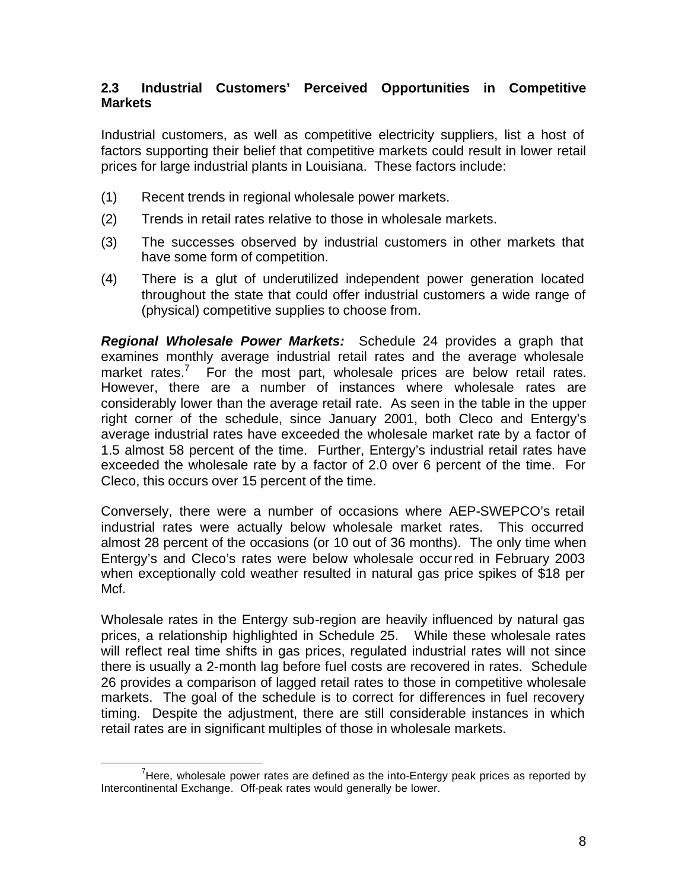### 2.3 Industrial Customers' Perceived Opportunities in Competitive Markets

Industrial customers, as well as competitive electricity suppliers, list a host of factors supporting their belief that competitive markets could result in lower retail prices for large industrial plants in Louisiana. These factors include:

(1) Recent trends in regional wholesale power markets.

(2) Trends in retail rates relative to those in wholesale markets.

(3) The successes observed by industrial customers in other markets that have some form of competition.

(4) There is a glut of underutilized independent power generation located throughout the state that could offer industrial customers a wide range of (physical) competitive supplies to choose from.

***Regional Wholesale Power Markets:*** Schedule 24 provides a graph that examines monthly average industrial retail rates and the average wholesale market rates.[7] For the most part, wholesale prices are below retail rates. However, there are a number of instances where wholesale rates are considerably lower than the average retail rate. As seen in the table in the upper right corner of the schedule, since January 2001, both Cleco and Entergy's average industrial rates have exceeded the wholesale market rate by a factor of 1.5 almost 58 percent of the time. Further, Entergy's industrial retail rates have exceeded the wholesale rate by a factor of 2.0 over 6 percent of the time. For Cleco, this occurs over 15 percent of the time.

Conversely, there were a number of occasions where AEP-SWEPCO's retail industrial rates were actually below wholesale market rates. This occurred almost 28 percent of the occasions (or 10 out of 36 months). The only time when Entergy's and Cleco's rates were below wholesale occurred in February 2003 when exceptionally cold weather resulted in natural gas price spikes of $18 per Mcf.

Wholesale rates in the Entergy sub-region are heavily influenced by natural gas prices, a relationship highlighted in Schedule 25. While these wholesale rates will reflect real time shifts in gas prices, regulated industrial rates will not since there is usually a 2-month lag before fuel costs are recovered in rates. Schedule 26 provides a comparison of lagged retail rates to those in competitive wholesale markets. The goal of the schedule is to correct for differences in fuel recovery timing. Despite the adjustment, there are still considerable instances in which retail rates are in significant multiples of those in wholesale markets.

[7] Here, wholesale power rates are defined as the into-Entergy peak prices as reported by Intercontinental Exchange. Off-peak rates would generally be lower.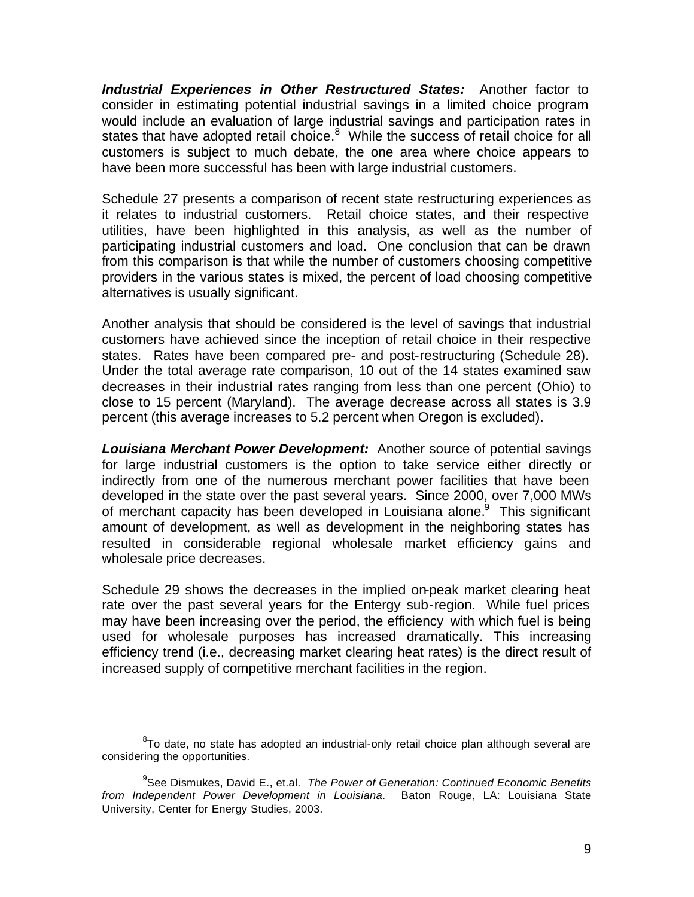***Industrial Experiences in Other Restructured States:*** Another factor to consider in estimating potential industrial savings in a limited choice program would include an evaluation of large industrial savings and participation rates in states that have adopted retail choice.[8] While the success of retail choice for all customers is subject to much debate, the one area where choice appears to have been more successful has been with large industrial customers.

Schedule 27 presents a comparison of recent state restructuring experiences as it relates to industrial customers. Retail choice states, and their respective utilities, have been highlighted in this analysis, as well as the number of participating industrial customers and load. One conclusion that can be drawn from this comparison is that while the number of customers choosing competitive providers in the various states is mixed, the percent of load choosing competitive alternatives is usually significant.

Another analysis that should be considered is the level of savings that industrial customers have achieved since the inception of retail choice in their respective states. Rates have been compared pre- and post-restructuring (Schedule 28). Under the total average rate comparison, 10 out of the 14 states examined saw decreases in their industrial rates ranging from less than one percent (Ohio) to close to 15 percent (Maryland). The average decrease across all states is 3.9 percent (this average increases to 5.2 percent when Oregon is excluded).

***Louisiana Merchant Power Development:*** Another source of potential savings for large industrial customers is the option to take service either directly or indirectly from one of the numerous merchant power facilities that have been developed in the state over the past several years. Since 2000, over 7,000 MWs of merchant capacity has been developed in Louisiana alone.[9] This significant amount of development, as well as development in the neighboring states has resulted in considerable regional wholesale market efficiency gains and wholesale price decreases.

Schedule 29 shows the decreases in the implied on-peak market clearing heat rate over the past several years for the Entergy sub-region. While fuel prices may have been increasing over the period, the efficiency with which fuel is being used for wholesale purposes has increased dramatically. This increasing efficiency trend (i.e., decreasing market clearing heat rates) is the direct result of increased supply of competitive merchant facilities in the region.

---

[8] To date, no state has adopted an industrial-only retail choice plan although several are considering the opportunities.

[9] See Dismukes, David E., et.al. *The Power of Generation: Continued Economic Benefits from Independent Power Development in Louisiana*. Baton Rouge, LA: Louisiana State University, Center for Energy Studies, 2003.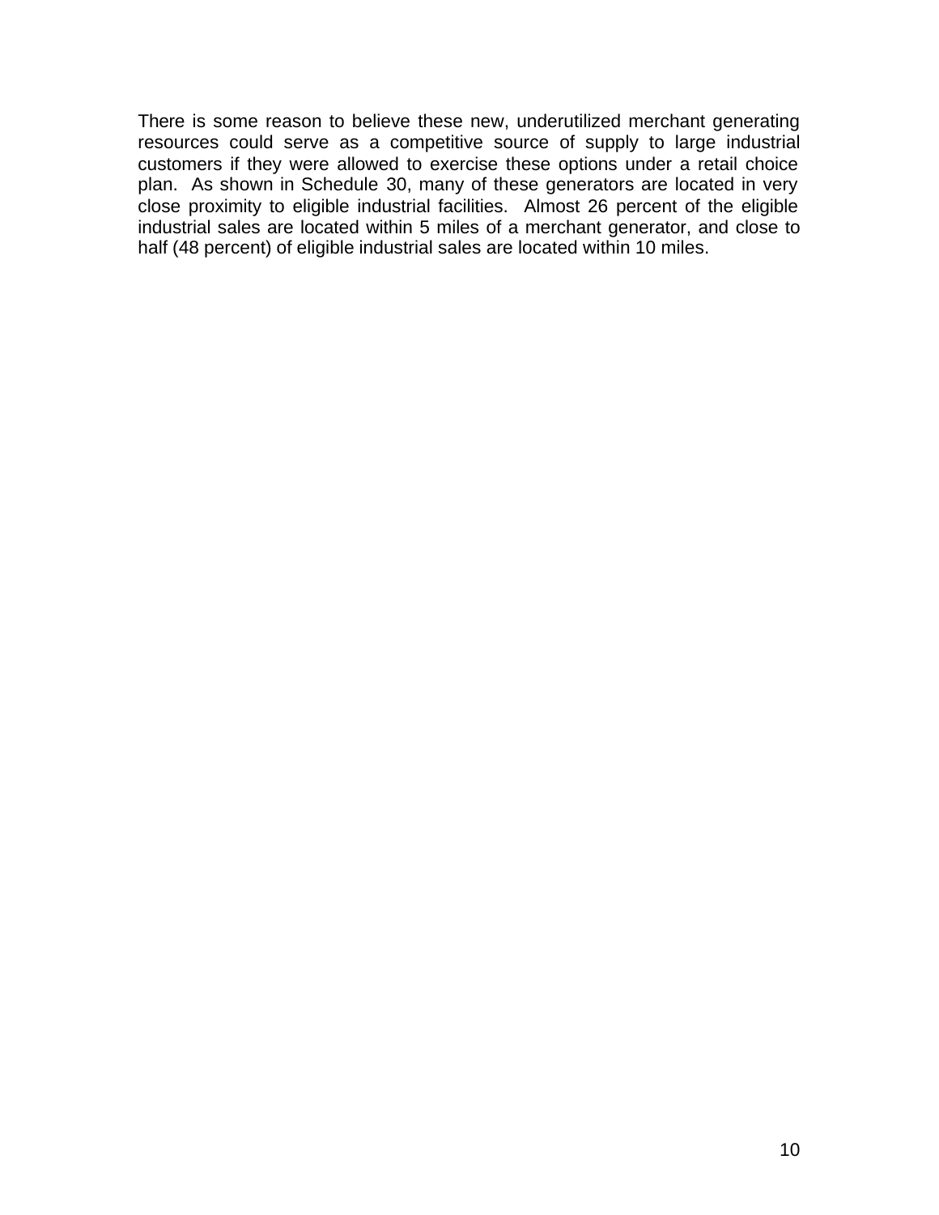There is some reason to believe these new, underutilized merchant generating resources could serve as a competitive source of supply to large industrial customers if they were allowed to exercise these options under a retail choice plan. As shown in Schedule 30, many of these generators are located in very close proximity to eligible industrial facilities. Almost 26 percent of the eligible industrial sales are located within 5 miles of a merchant generator, and close to half (48 percent) of eligible industrial sales are located within 10 miles.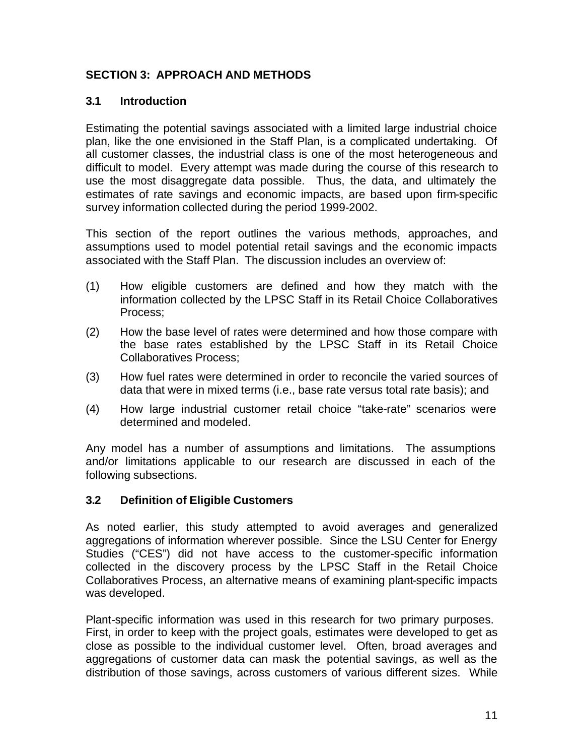## SECTION 3: APPROACH AND METHODS

### 3.1 Introduction

Estimating the potential savings associated with a limited large industrial choice plan, like the one envisioned in the Staff Plan, is a complicated undertaking. Of all customer classes, the industrial class is one of the most heterogeneous and difficult to model. Every attempt was made during the course of this research to use the most disaggregate data possible. Thus, the data, and ultimately the estimates of rate savings and economic impacts, are based upon firm-specific survey information collected during the period 1999-2002.

This section of the report outlines the various methods, approaches, and assumptions used to model potential retail savings and the economic impacts associated with the Staff Plan. The discussion includes an overview of:

(1) How eligible customers are defined and how they match with the information collected by the LPSC Staff in its Retail Choice Collaboratives Process;

(2) How the base level of rates were determined and how those compare with the base rates established by the LPSC Staff in its Retail Choice Collaboratives Process;

(3) How fuel rates were determined in order to reconcile the varied sources of data that were in mixed terms (i.e., base rate versus total rate basis); and

(4) How large industrial customer retail choice "take-rate" scenarios were determined and modeled.

Any model has a number of assumptions and limitations. The assumptions and/or limitations applicable to our research are discussed in each of the following subsections.

### 3.2 Definition of Eligible Customers

As noted earlier, this study attempted to avoid averages and generalized aggregations of information wherever possible. Since the LSU Center for Energy Studies ("CES") did not have access to the customer-specific information collected in the discovery process by the LPSC Staff in the Retail Choice Collaboratives Process, an alternative means of examining plant-specific impacts was developed.

Plant-specific information was used in this research for two primary purposes. First, in order to keep with the project goals, estimates were developed to get as close as possible to the individual customer level. Often, broad averages and aggregations of customer data can mask the potential savings, as well as the distribution of those savings, across customers of various different sizes. While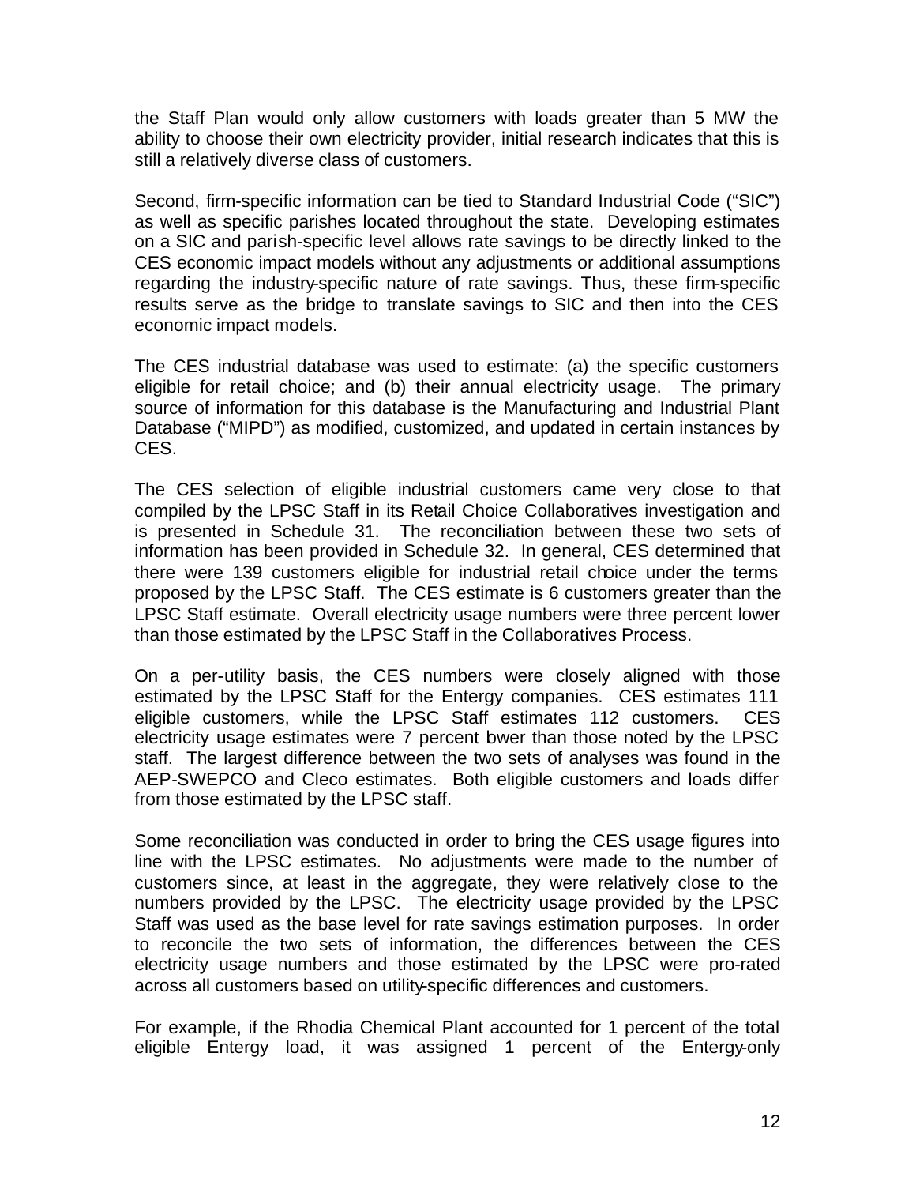the Staff Plan would only allow customers with loads greater than 5 MW the ability to choose their own electricity provider, initial research indicates that this is still a relatively diverse class of customers.

Second, firm-specific information can be tied to Standard Industrial Code ("SIC") as well as specific parishes located throughout the state. Developing estimates on a SIC and parish-specific level allows rate savings to be directly linked to the CES economic impact models without any adjustments or additional assumptions regarding the industry-specific nature of rate savings. Thus, these firm-specific results serve as the bridge to translate savings to SIC and then into the CES economic impact models.

The CES industrial database was used to estimate: (a) the specific customers eligible for retail choice; and (b) their annual electricity usage. The primary source of information for this database is the Manufacturing and Industrial Plant Database ("MIPD") as modified, customized, and updated in certain instances by CES.

The CES selection of eligible industrial customers came very close to that compiled by the LPSC Staff in its Retail Choice Collaboratives investigation and is presented in Schedule 31. The reconciliation between these two sets of information has been provided in Schedule 32. In general, CES determined that there were 139 customers eligible for industrial retail choice under the terms proposed by the LPSC Staff. The CES estimate is 6 customers greater than the LPSC Staff estimate. Overall electricity usage numbers were three percent lower than those estimated by the LPSC Staff in the Collaboratives Process.

On a per-utility basis, the CES numbers were closely aligned with those estimated by the LPSC Staff for the Entergy companies. CES estimates 111 eligible customers, while the LPSC Staff estimates 112 customers. CES electricity usage estimates were 7 percent lower than those noted by the LPSC staff. The largest difference between the two sets of analyses was found in the AEP-SWEPCO and Cleco estimates. Both eligible customers and loads differ from those estimated by the LPSC staff.

Some reconciliation was conducted in order to bring the CES usage figures into line with the LPSC estimates. No adjustments were made to the number of customers since, at least in the aggregate, they were relatively close to the numbers provided by the LPSC. The electricity usage provided by the LPSC Staff was used as the base level for rate savings estimation purposes. In order to reconcile the two sets of information, the differences between the CES electricity usage numbers and those estimated by the LPSC were pro-rated across all customers based on utility-specific differences and customers.

For example, if the Rhodia Chemical Plant accounted for 1 percent of the total eligible Entergy load, it was assigned 1 percent of the Entergy-only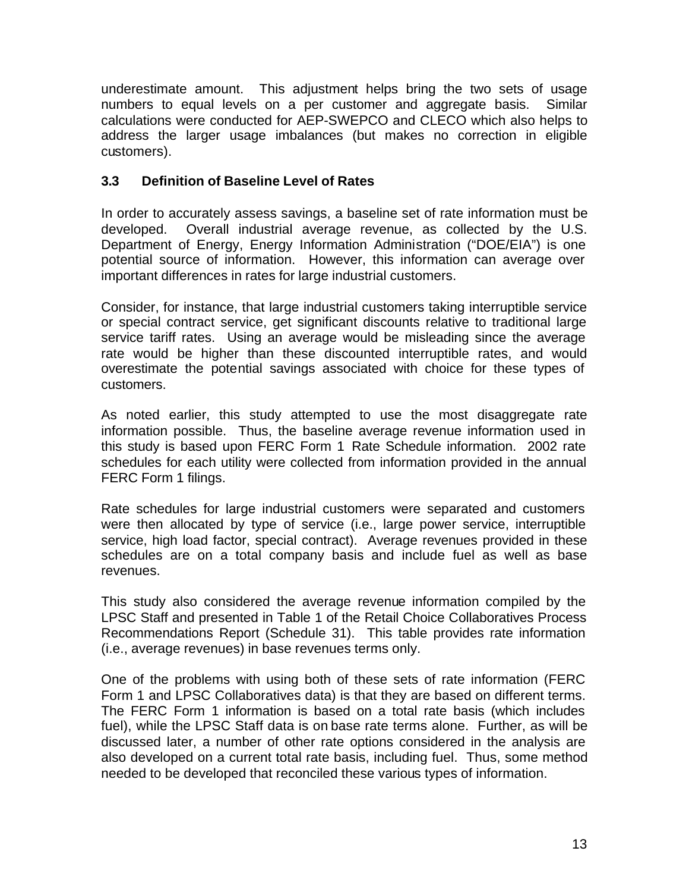underestimate amount. This adjustment helps bring the two sets of usage numbers to equal levels on a per customer and aggregate basis. Similar calculations were conducted for AEP-SWEPCO and CLECO which also helps to address the larger usage imbalances (but makes no correction in eligible customers).

### 3.3 Definition of Baseline Level of Rates

In order to accurately assess savings, a baseline set of rate information must be developed. Overall industrial average revenue, as collected by the U.S. Department of Energy, Energy Information Administration ("DOE/EIA") is one potential source of information. However, this information can average over important differences in rates for large industrial customers.

Consider, for instance, that large industrial customers taking interruptible service or special contract service, get significant discounts relative to traditional large service tariff rates. Using an average would be misleading since the average rate would be higher than these discounted interruptible rates, and would overestimate the potential savings associated with choice for these types of customers.

As noted earlier, this study attempted to use the most disaggregate rate information possible. Thus, the baseline average revenue information used in this study is based upon FERC Form 1 Rate Schedule information. 2002 rate schedules for each utility were collected from information provided in the annual FERC Form 1 filings.

Rate schedules for large industrial customers were separated and customers were then allocated by type of service (i.e., large power service, interruptible service, high load factor, special contract). Average revenues provided in these schedules are on a total company basis and include fuel as well as base revenues.

This study also considered the average revenue information compiled by the LPSC Staff and presented in Table 1 of the Retail Choice Collaboratives Process Recommendations Report (Schedule 31). This table provides rate information (i.e., average revenues) in base revenues terms only.

One of the problems with using both of these sets of rate information (FERC Form 1 and LPSC Collaboratives data) is that they are based on different terms. The FERC Form 1 information is based on a total rate basis (which includes fuel), while the LPSC Staff data is on base rate terms alone. Further, as will be discussed later, a number of other rate options considered in the analysis are also developed on a current total rate basis, including fuel. Thus, some method needed to be developed that reconciled these various types of information.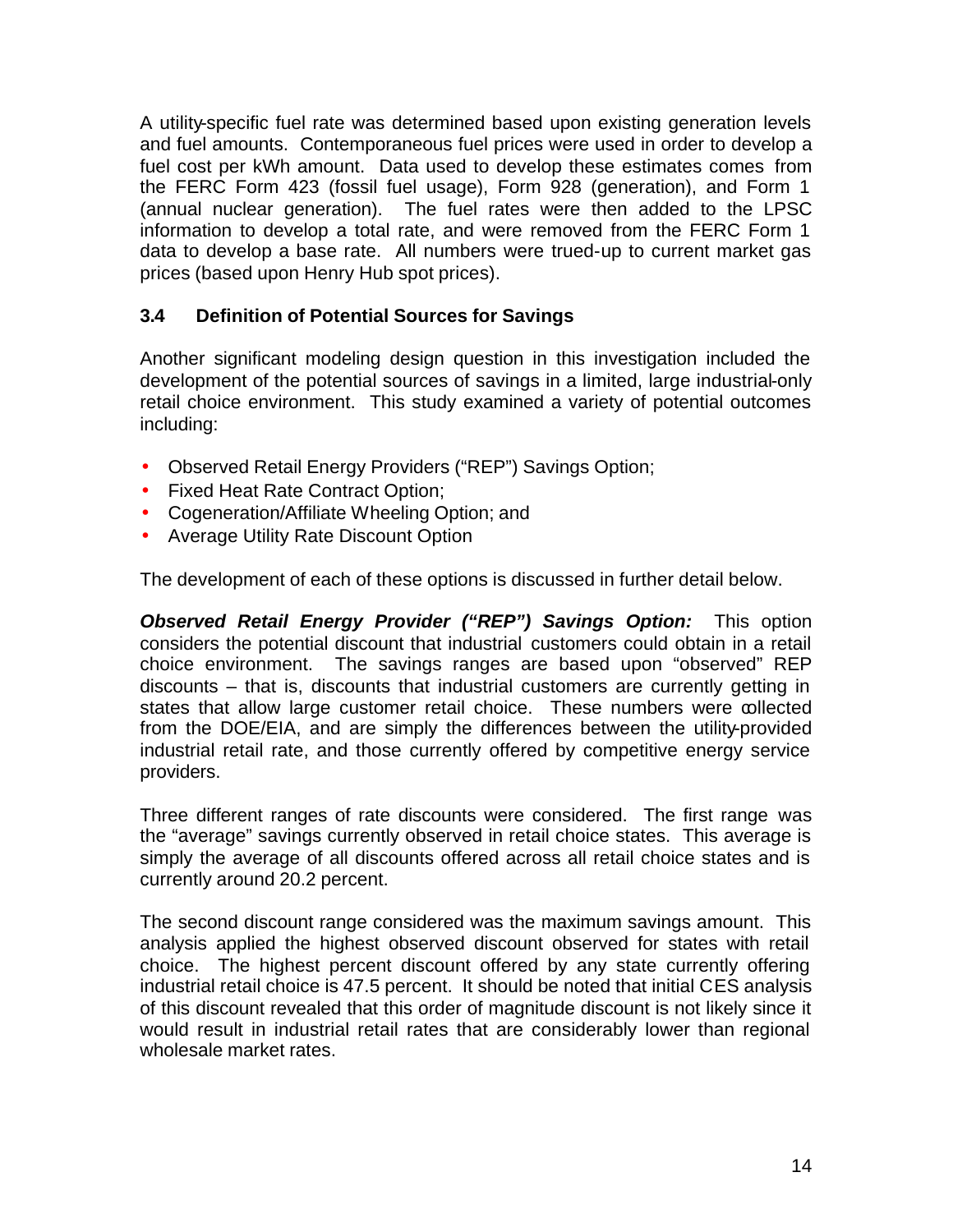A utility-specific fuel rate was determined based upon existing generation levels and fuel amounts. Contemporaneous fuel prices were used in order to develop a fuel cost per kWh amount. Data used to develop these estimates comes from the FERC Form 423 (fossil fuel usage), Form 928 (generation), and Form 1 (annual nuclear generation). The fuel rates were then added to the LPSC information to develop a total rate, and were removed from the FERC Form 1 data to develop a base rate. All numbers were trued-up to current market gas prices (based upon Henry Hub spot prices).

### 3.4 Definition of Potential Sources for Savings

Another significant modeling design question in this investigation included the development of the potential sources of savings in a limited, large industrial-only retail choice environment. This study examined a variety of potential outcomes including:

- Observed Retail Energy Providers ("REP") Savings Option;
- Fixed Heat Rate Contract Option;
- Cogeneration/Affiliate Wheeling Option; and
- Average Utility Rate Discount Option

The development of each of these options is discussed in further detail below.

***Observed Retail Energy Provider ("REP") Savings Option:*** This option considers the potential discount that industrial customers could obtain in a retail choice environment. The savings ranges are based upon "observed" REP discounts – that is, discounts that industrial customers are currently getting in states that allow large customer retail choice. These numbers were collected from the DOE/EIA, and are simply the differences between the utility-provided industrial retail rate, and those currently offered by competitive energy service providers.

Three different ranges of rate discounts were considered. The first range was the "average" savings currently observed in retail choice states. This average is simply the average of all discounts offered across all retail choice states and is currently around 20.2 percent.

The second discount range considered was the maximum savings amount. This analysis applied the highest observed discount observed for states with retail choice. The highest percent discount offered by any state currently offering industrial retail choice is 47.5 percent. It should be noted that initial CES analysis of this discount revealed that this order of magnitude discount is not likely since it would result in industrial retail rates that are considerably lower than regional wholesale market rates.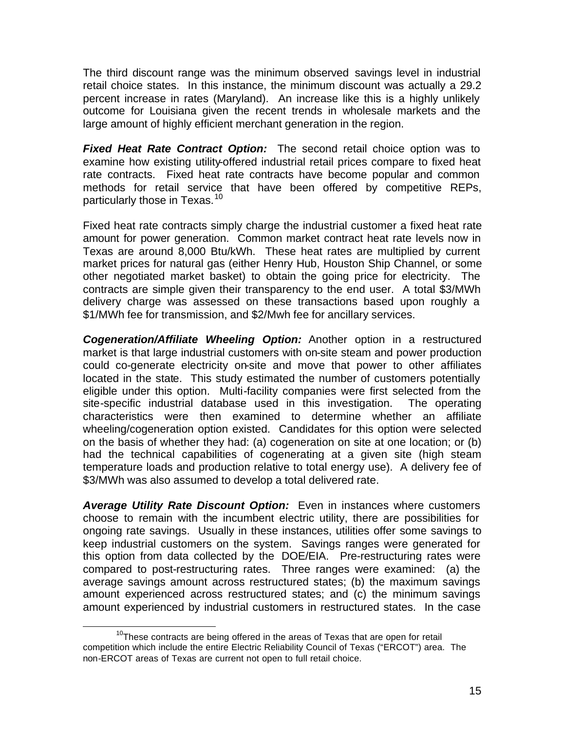The third discount range was the minimum observed savings level in industrial retail choice states. In this instance, the minimum discount was actually a 29.2 percent increase in rates (Maryland). An increase like this is a highly unlikely outcome for Louisiana given the recent trends in wholesale markets and the large amount of highly efficient merchant generation in the region.

***Fixed Heat Rate Contract Option:*** The second retail choice option was to examine how existing utility-offered industrial retail prices compare to fixed heat rate contracts. Fixed heat rate contracts have become popular and common methods for retail service that have been offered by competitive REPs, particularly those in Texas.[10]

Fixed heat rate contracts simply charge the industrial customer a fixed heat rate amount for power generation. Common market contract heat rate levels now in Texas are around 8,000 Btu/kWh. These heat rates are multiplied by current market prices for natural gas (either Henry Hub, Houston Ship Channel, or some other negotiated market basket) to obtain the going price for electricity. The contracts are simple given their transparency to the end user. A total $3/MWh delivery charge was assessed on these transactions based upon roughly a $1/MWh fee for transmission, and $2/Mwh fee for ancillary services.

***Cogeneration/Affiliate Wheeling Option:*** Another option in a restructured market is that large industrial customers with on-site steam and power production could co-generate electricity on-site and move that power to other affiliates located in the state. This study estimated the number of customers potentially eligible under this option. Multi-facility companies were first selected from the site-specific industrial database used in this investigation. The operating characteristics were then examined to determine whether an affiliate wheeling/cogeneration option existed. Candidates for this option were selected on the basis of whether they had: (a) cogeneration on site at one location; or (b) had the technical capabilities of cogenerating at a given site (high steam temperature loads and production relative to total energy use). A delivery fee of $3/MWh was also assumed to develop a total delivered rate.

***Average Utility Rate Discount Option:*** Even in instances where customers choose to remain with the incumbent electric utility, there are possibilities for ongoing rate savings. Usually in these instances, utilities offer some savings to keep industrial customers on the system. Savings ranges were generated for this option from data collected by the DOE/EIA. Pre-restructuring rates were compared to post-restructuring rates. Three ranges were examined: (a) the average savings amount across restructured states; (b) the maximum savings amount experienced across restructured states; and (c) the minimum savings amount experienced by industrial customers in restructured states. In the case

[10] These contracts are being offered in the areas of Texas that are open for retail competition which include the entire Electric Reliability Council of Texas ("ERCOT") area. The non-ERCOT areas of Texas are current not open to full retail choice.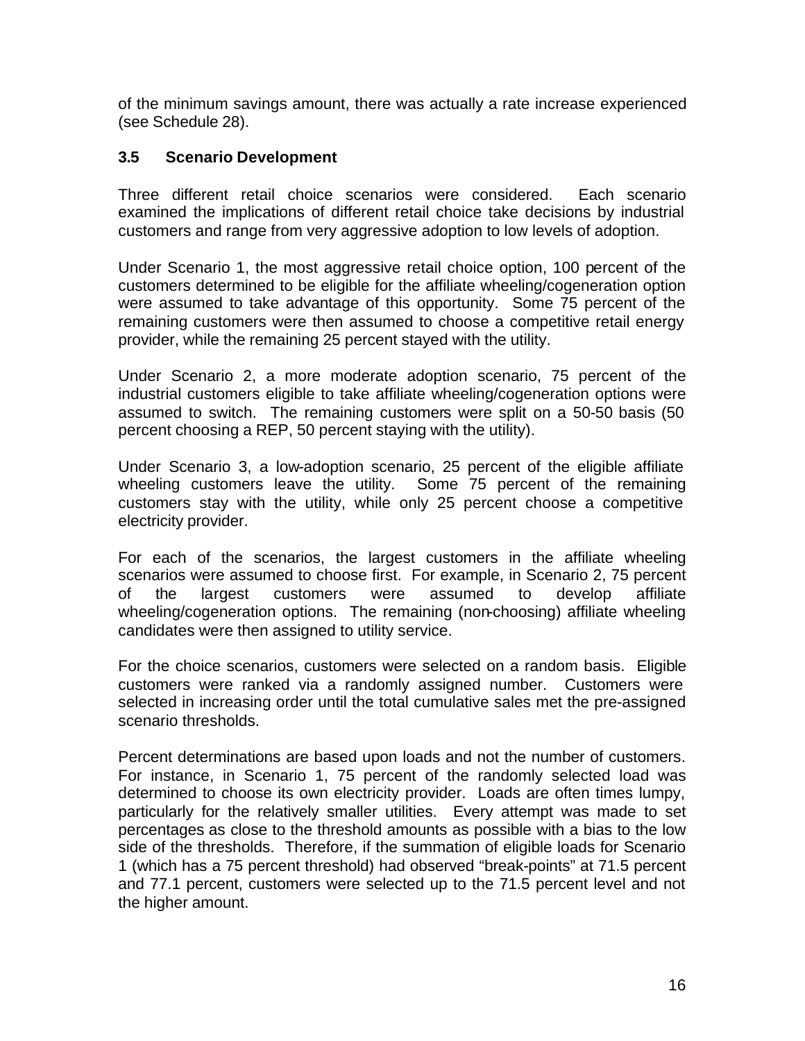of the minimum savings amount, there was actually a rate increase experienced (see Schedule 28).

### 3.5 Scenario Development

Three different retail choice scenarios were considered. Each scenario examined the implications of different retail choice take decisions by industrial customers and range from very aggressive adoption to low levels of adoption.

Under Scenario 1, the most aggressive retail choice option, 100 percent of the customers determined to be eligible for the affiliate wheeling/cogeneration option were assumed to take advantage of this opportunity. Some 75 percent of the remaining customers were then assumed to choose a competitive retail energy provider, while the remaining 25 percent stayed with the utility.

Under Scenario 2, a more moderate adoption scenario, 75 percent of the industrial customers eligible to take affiliate wheeling/cogeneration options were assumed to switch. The remaining customers were split on a 50-50 basis (50 percent choosing a REP, 50 percent staying with the utility).

Under Scenario 3, a low-adoption scenario, 25 percent of the eligible affiliate wheeling customers leave the utility. Some 75 percent of the remaining customers stay with the utility, while only 25 percent choose a competitive electricity provider.

For each of the scenarios, the largest customers in the affiliate wheeling scenarios were assumed to choose first. For example, in Scenario 2, 75 percent of the largest customers were assumed to develop affiliate wheeling/cogeneration options. The remaining (non-choosing) affiliate wheeling candidates were then assigned to utility service.

For the choice scenarios, customers were selected on a random basis. Eligible customers were ranked via a randomly assigned number. Customers were selected in increasing order until the total cumulative sales met the pre-assigned scenario thresholds.

Percent determinations are based upon loads and not the number of customers. For instance, in Scenario 1, 75 percent of the randomly selected load was determined to choose its own electricity provider. Loads are often times lumpy, particularly for the relatively smaller utilities. Every attempt was made to set percentages as close to the threshold amounts as possible with a bias to the low side of the thresholds. Therefore, if the summation of eligible loads for Scenario 1 (which has a 75 percent threshold) had observed "break-points" at 71.5 percent and 77.1 percent, customers were selected up to the 71.5 percent level and not the higher amount.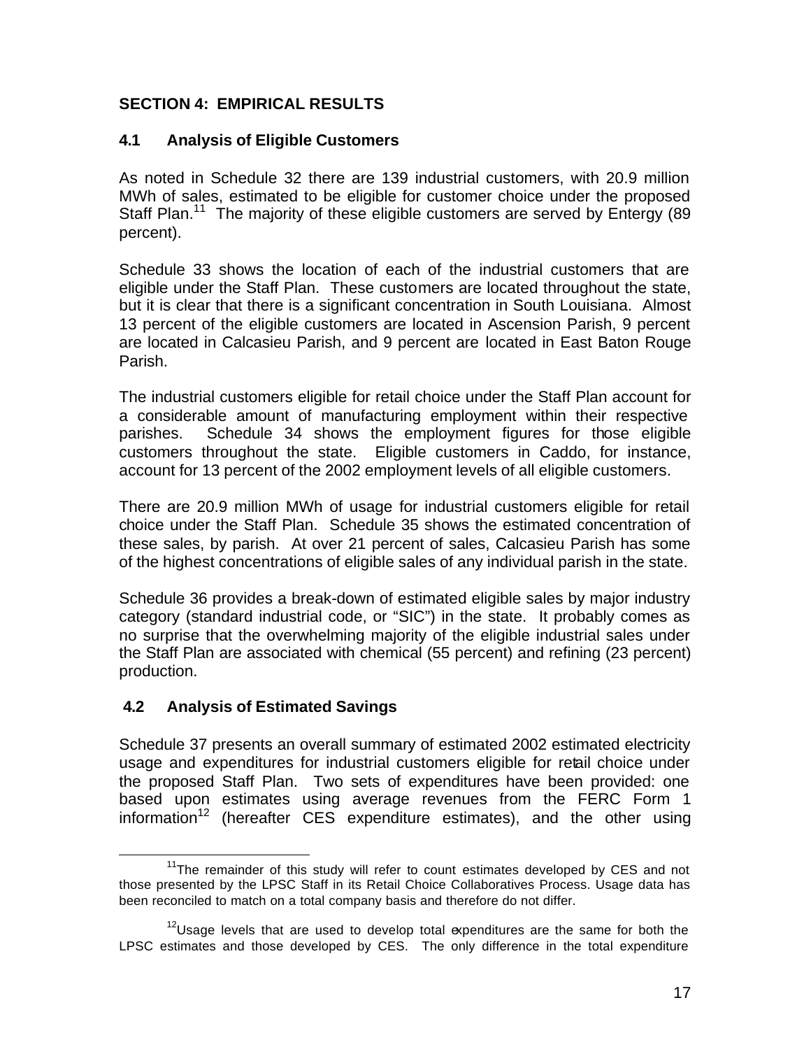## SECTION 4: EMPIRICAL RESULTS

### 4.1 Analysis of Eligible Customers

As noted in Schedule 32 there are 139 industrial customers, with 20.9 million MWh of sales, estimated to be eligible for customer choice under the proposed Staff Plan.[11] The majority of these eligible customers are served by Entergy (89 percent).

Schedule 33 shows the location of each of the industrial customers that are eligible under the Staff Plan. These customers are located throughout the state, but it is clear that there is a significant concentration in South Louisiana. Almost 13 percent of the eligible customers are located in Ascension Parish, 9 percent are located in Calcasieu Parish, and 9 percent are located in East Baton Rouge Parish.

The industrial customers eligible for retail choice under the Staff Plan account for a considerable amount of manufacturing employment within their respective parishes. Schedule 34 shows the employment figures for those eligible customers throughout the state. Eligible customers in Caddo, for instance, account for 13 percent of the 2002 employment levels of all eligible customers.

There are 20.9 million MWh of usage for industrial customers eligible for retail choice under the Staff Plan. Schedule 35 shows the estimated concentration of these sales, by parish. At over 21 percent of sales, Calcasieu Parish has some of the highest concentrations of eligible sales of any individual parish in the state.

Schedule 36 provides a break-down of estimated eligible sales by major industry category (standard industrial code, or "SIC") in the state. It probably comes as no surprise that the overwhelming majority of the eligible industrial sales under the Staff Plan are associated with chemical (55 percent) and refining (23 percent) production.

### 4.2 Analysis of Estimated Savings

Schedule 37 presents an overall summary of estimated 2002 estimated electricity usage and expenditures for industrial customers eligible for retail choice under the proposed Staff Plan. Two sets of expenditures have been provided: one based upon estimates using average revenues from the FERC Form 1 information[12] (hereafter CES expenditure estimates), and the other using

---

[11] The remainder of this study will refer to count estimates developed by CES and not those presented by the LPSC Staff in its Retail Choice Collaboratives Process. Usage data has been reconciled to match on a total company basis and therefore do not differ.

[12] Usage levels that are used to develop total expenditures are the same for both the LPSC estimates and those developed by CES. The only difference in the total expenditure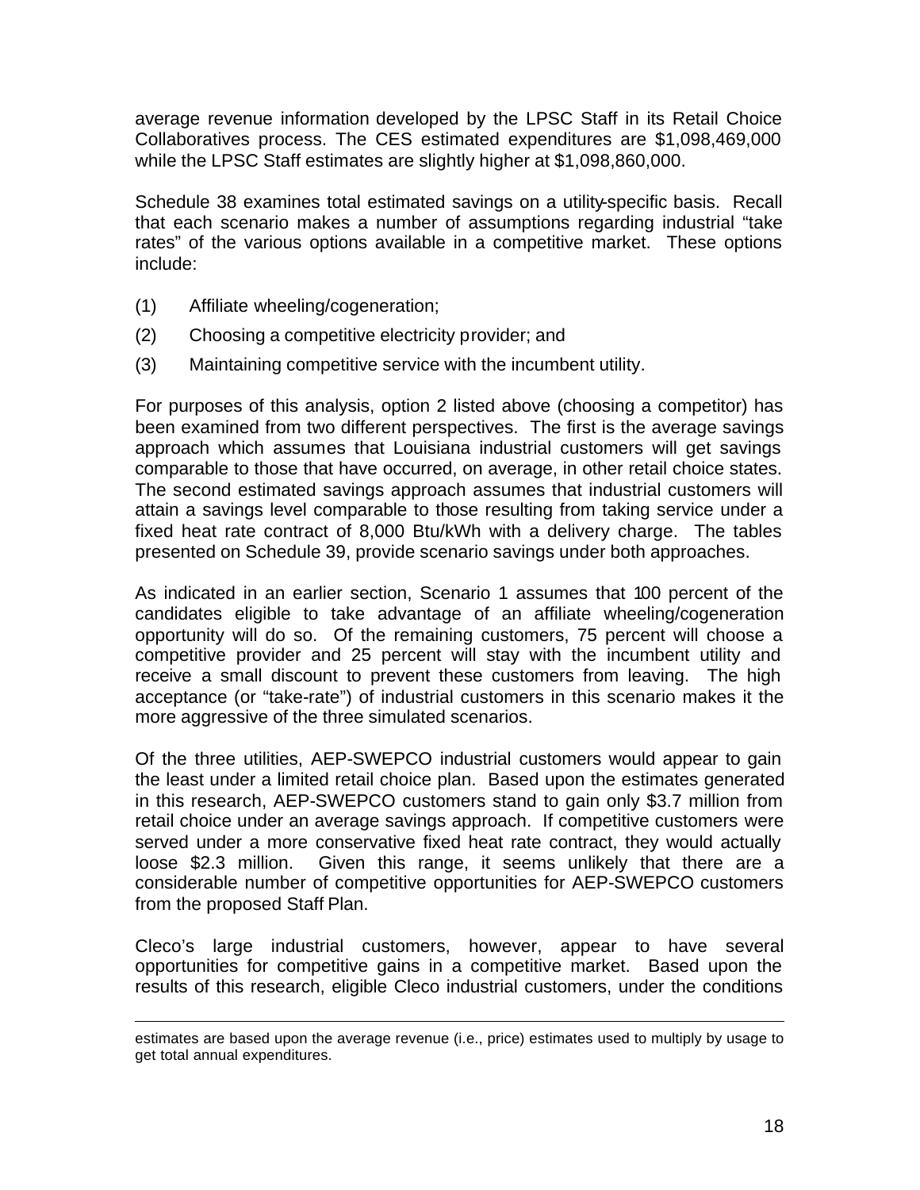average revenue information developed by the LPSC Staff in its Retail Choice Collaboratives process. The CES estimated expenditures are $1,098,469,000 while the LPSC Staff estimates are slightly higher at $1,098,860,000.

Schedule 38 examines total estimated savings on a utility-specific basis. Recall that each scenario makes a number of assumptions regarding industrial "take rates" of the various options available in a competitive market. These options include:

(1) Affiliate wheeling/cogeneration;

(2) Choosing a competitive electricity provider; and

(3) Maintaining competitive service with the incumbent utility.

For purposes of this analysis, option 2 listed above (choosing a competitor) has been examined from two different perspectives. The first is the average savings approach which assumes that Louisiana industrial customers will get savings comparable to those that have occurred, on average, in other retail choice states. The second estimated savings approach assumes that industrial customers will attain a savings level comparable to those resulting from taking service under a fixed heat rate contract of 8,000 Btu/kWh with a delivery charge. The tables presented on Schedule 39, provide scenario savings under both approaches.

As indicated in an earlier section, Scenario 1 assumes that 100 percent of the candidates eligible to take advantage of an affiliate wheeling/cogeneration opportunity will do so. Of the remaining customers, 75 percent will choose a competitive provider and 25 percent will stay with the incumbent utility and receive a small discount to prevent these customers from leaving. The high acceptance (or "take-rate") of industrial customers in this scenario makes it the more aggressive of the three simulated scenarios.

Of the three utilities, AEP-SWEPCO industrial customers would appear to gain the least under a limited retail choice plan. Based upon the estimates generated in this research, AEP-SWEPCO customers stand to gain only $3.7 million from retail choice under an average savings approach. If competitive customers were served under a more conservative fixed heat rate contract, they would actually loose $2.3 million. Given this range, it seems unlikely that there are a considerable number of competitive opportunities for AEP-SWEPCO customers from the proposed Staff Plan.

Cleco's large industrial customers, however, appear to have several opportunities for competitive gains in a competitive market. Based upon the results of this research, eligible Cleco industrial customers, under the conditions

---

estimates are based upon the average revenue (i.e., price) estimates used to multiply by usage to get total annual expenditures.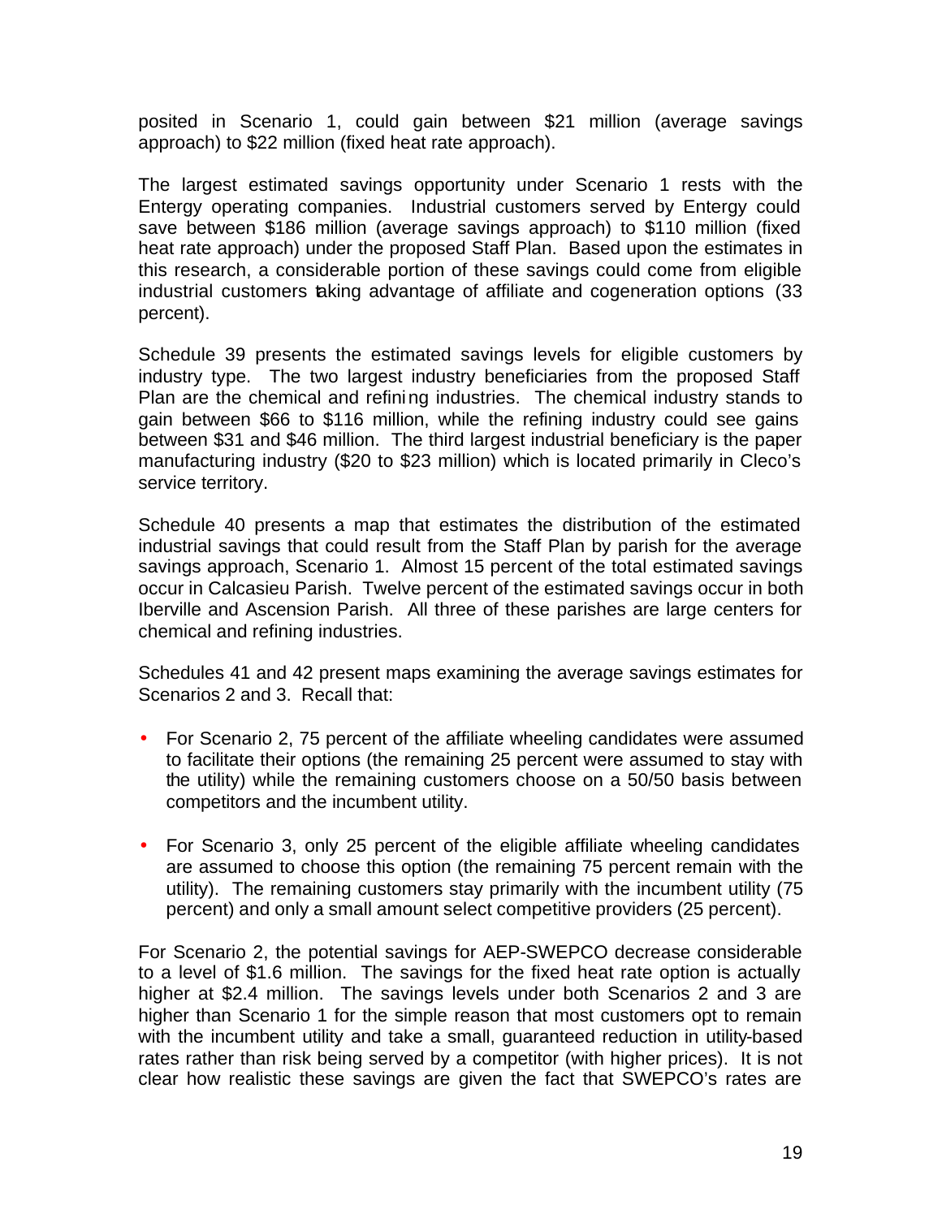posited in Scenario 1, could gain between $21 million (average savings approach) to $22 million (fixed heat rate approach).

The largest estimated savings opportunity under Scenario 1 rests with the Entergy operating companies. Industrial customers served by Entergy could save between $186 million (average savings approach) to $110 million (fixed heat rate approach) under the proposed Staff Plan. Based upon the estimates in this research, a considerable portion of these savings could come from eligible industrial customers taking advantage of affiliate and cogeneration options (33 percent).

Schedule 39 presents the estimated savings levels for eligible customers by industry type. The two largest industry beneficiaries from the proposed Staff Plan are the chemical and refining industries. The chemical industry stands to gain between $66 to $116 million, while the refining industry could see gains between $31 and $46 million. The third largest industrial beneficiary is the paper manufacturing industry ($20 to $23 million) which is located primarily in Cleco's service territory.

Schedule 40 presents a map that estimates the distribution of the estimated industrial savings that could result from the Staff Plan by parish for the average savings approach, Scenario 1. Almost 15 percent of the total estimated savings occur in Calcasieu Parish. Twelve percent of the estimated savings occur in both Iberville and Ascension Parish. All three of these parishes are large centers for chemical and refining industries.

Schedules 41 and 42 present maps examining the average savings estimates for Scenarios 2 and 3. Recall that:

- For Scenario 2, 75 percent of the affiliate wheeling candidates were assumed to facilitate their options (the remaining 25 percent were assumed to stay with the utility) while the remaining customers choose on a 50/50 basis between competitors and the incumbent utility.
- For Scenario 3, only 25 percent of the eligible affiliate wheeling candidates are assumed to choose this option (the remaining 75 percent remain with the utility). The remaining customers stay primarily with the incumbent utility (75 percent) and only a small amount select competitive providers (25 percent).

For Scenario 2, the potential savings for AEP-SWEPCO decrease considerable to a level of $1.6 million. The savings for the fixed heat rate option is actually higher at $2.4 million. The savings levels under both Scenarios 2 and 3 are higher than Scenario 1 for the simple reason that most customers opt to remain with the incumbent utility and take a small, guaranteed reduction in utility-based rates rather than risk being served by a competitor (with higher prices). It is not clear how realistic these savings are given the fact that SWEPCO's rates are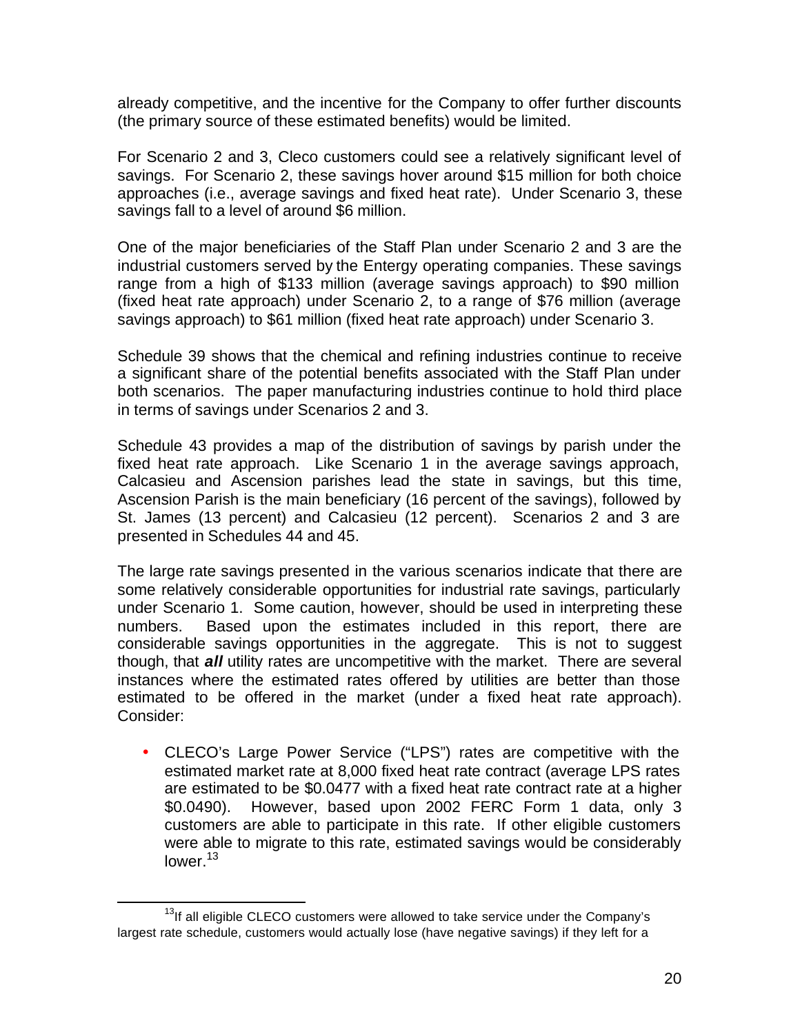already competitive, and the incentive for the Company to offer further discounts (the primary source of these estimated benefits) would be limited.

For Scenario 2 and 3, Cleco customers could see a relatively significant level of savings. For Scenario 2, these savings hover around $15 million for both choice approaches (i.e., average savings and fixed heat rate). Under Scenario 3, these savings fall to a level of around $6 million.

One of the major beneficiaries of the Staff Plan under Scenario 2 and 3 are the industrial customers served by the Entergy operating companies. These savings range from a high of $133 million (average savings approach) to $90 million (fixed heat rate approach) under Scenario 2, to a range of $76 million (average savings approach) to $61 million (fixed heat rate approach) under Scenario 3.

Schedule 39 shows that the chemical and refining industries continue to receive a significant share of the potential benefits associated with the Staff Plan under both scenarios. The paper manufacturing industries continue to hold third place in terms of savings under Scenarios 2 and 3.

Schedule 43 provides a map of the distribution of savings by parish under the fixed heat rate approach. Like Scenario 1 in the average savings approach, Calcasieu and Ascension parishes lead the state in savings, but this time, Ascension Parish is the main beneficiary (16 percent of the savings), followed by St. James (13 percent) and Calcasieu (12 percent). Scenarios 2 and 3 are presented in Schedules 44 and 45.

The large rate savings presented in the various scenarios indicate that there are some relatively considerable opportunities for industrial rate savings, particularly under Scenario 1. Some caution, however, should be used in interpreting these numbers. Based upon the estimates included in this report, there are considerable savings opportunities in the aggregate. This is not to suggest though, that ***all*** utility rates are uncompetitive with the market. There are several instances where the estimated rates offered by utilities are better than those estimated to be offered in the market (under a fixed heat rate approach). Consider:

- CLECO's Large Power Service ("LPS") rates are competitive with the estimated market rate at 8,000 fixed heat rate contract (average LPS rates are estimated to be $0.0477 with a fixed heat rate contract rate at a higher $0.0490). However, based upon 2002 FERC Form 1 data, only 3 customers are able to participate in this rate. If other eligible customers were able to migrate to this rate, estimated savings would be considerably lower.[13]

[13] If all eligible CLECO customers were allowed to take service under the Company's largest rate schedule, customers would actually lose (have negative savings) if they left for a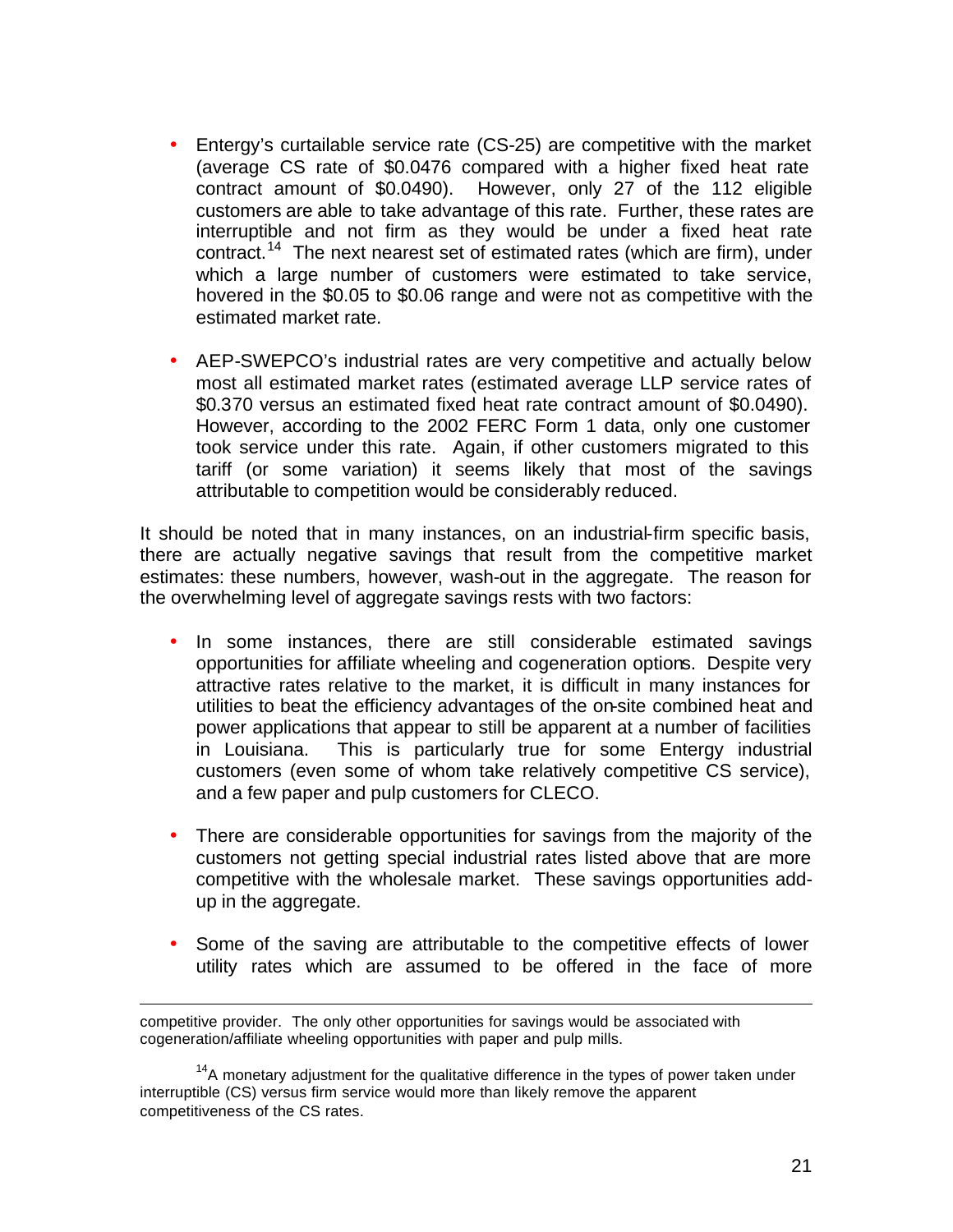- Entergy's curtailable service rate (CS-25) are competitive with the market (average CS rate of $0.0476 compared with a higher fixed heat rate contract amount of $0.0490). However, only 27 of the 112 eligible customers are able to take advantage of this rate. Further, these rates are interruptible and not firm as they would be under a fixed heat rate contract.[14] The next nearest set of estimated rates (which are firm), under which a large number of customers were estimated to take service, hovered in the $0.05 to $0.06 range and were not as competitive with the estimated market rate.

- AEP-SWEPCO's industrial rates are very competitive and actually below most all estimated market rates (estimated average LLP service rates of $0.370 versus an estimated fixed heat rate contract amount of $0.0490). However, according to the 2002 FERC Form 1 data, only one customer took service under this rate. Again, if other customers migrated to this tariff (or some variation) it seems likely that most of the savings attributable to competition would be considerably reduced.

It should be noted that in many instances, on an industrial-firm specific basis, there are actually negative savings that result from the competitive market estimates: these numbers, however, wash-out in the aggregate. The reason for the overwhelming level of aggregate savings rests with two factors:

- In some instances, there are still considerable estimated savings opportunities for affiliate wheeling and cogeneration options. Despite very attractive rates relative to the market, it is difficult in many instances for utilities to beat the efficiency advantages of the on-site combined heat and power applications that appear to still be apparent at a number of facilities in Louisiana. This is particularly true for some Entergy industrial customers (even some of whom take relatively competitive CS service), and a few paper and pulp customers for CLECO.

- There are considerable opportunities for savings from the majority of the customers not getting special industrial rates listed above that are more competitive with the wholesale market. These savings opportunities add-up in the aggregate.

- Some of the saving are attributable to the competitive effects of lower utility rates which are assumed to be offered in the face of more

---

competitive provider. The only other opportunities for savings would be associated with cogeneration/affiliate wheeling opportunities with paper and pulp mills.

[14] A monetary adjustment for the qualitative difference in the types of power taken under interruptible (CS) versus firm service would more than likely remove the apparent competitiveness of the CS rates.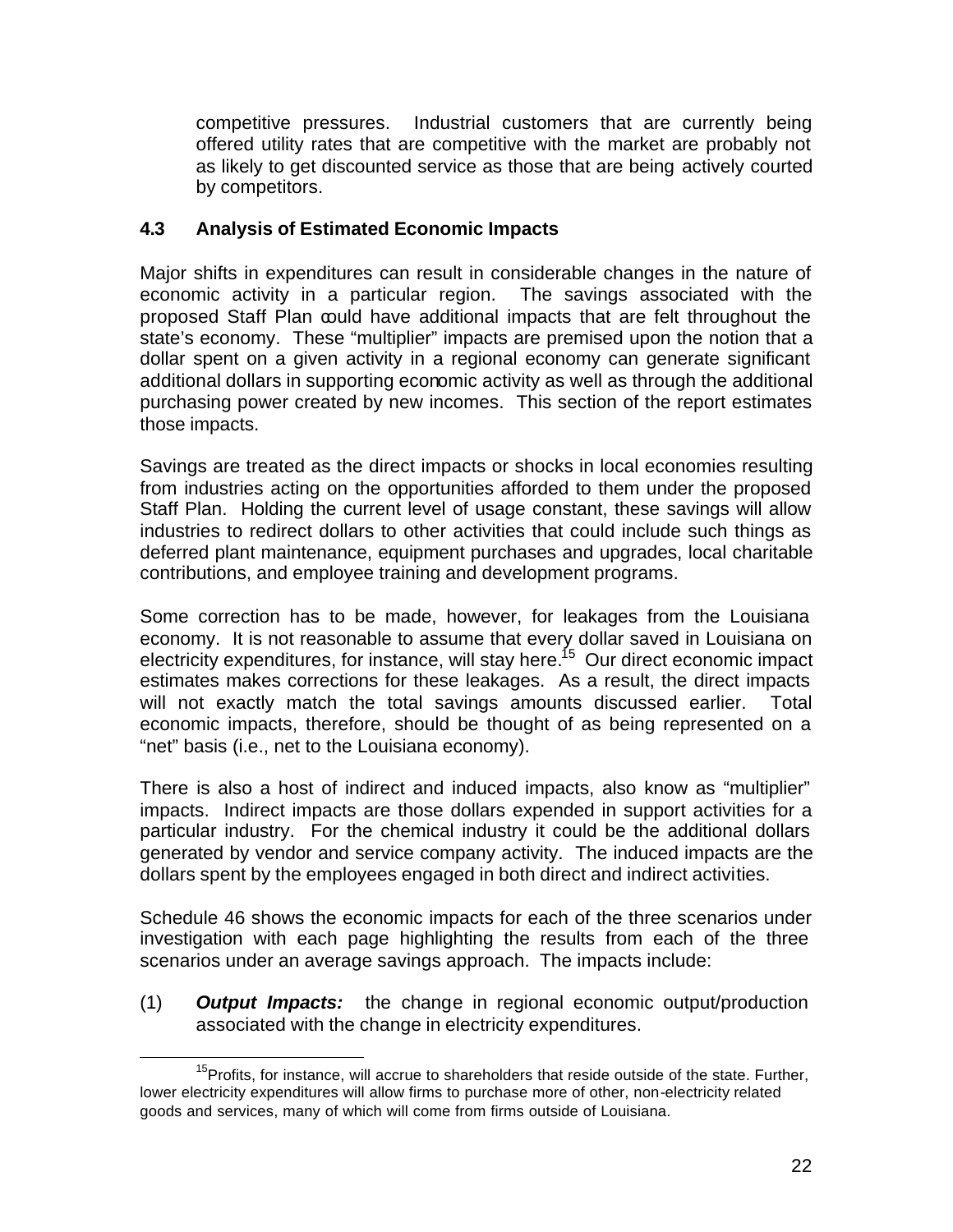competitive pressures. Industrial customers that are currently being offered utility rates that are competitive with the market are probably not as likely to get discounted service as those that are being actively courted by competitors.

### 4.3 Analysis of Estimated Economic Impacts

Major shifts in expenditures can result in considerable changes in the nature of economic activity in a particular region. The savings associated with the proposed Staff Plan could have additional impacts that are felt throughout the state's economy. These "multiplier" impacts are premised upon the notion that a dollar spent on a given activity in a regional economy can generate significant additional dollars in supporting economic activity as well as through the additional purchasing power created by new incomes. This section of the report estimates those impacts.

Savings are treated as the direct impacts or shocks in local economies resulting from industries acting on the opportunities afforded to them under the proposed Staff Plan. Holding the current level of usage constant, these savings will allow industries to redirect dollars to other activities that could include such things as deferred plant maintenance, equipment purchases and upgrades, local charitable contributions, and employee training and development programs.

Some correction has to be made, however, for leakages from the Louisiana economy. It is not reasonable to assume that every dollar saved in Louisiana on electricity expenditures, for instance, will stay here.[15] Our direct economic impact estimates makes corrections for these leakages. As a result, the direct impacts will not exactly match the total savings amounts discussed earlier. Total economic impacts, therefore, should be thought of as being represented on a "net" basis (i.e., net to the Louisiana economy).

There is also a host of indirect and induced impacts, also know as "multiplier" impacts. Indirect impacts are those dollars expended in support activities for a particular industry. For the chemical industry it could be the additional dollars generated by vendor and service company activity. The induced impacts are the dollars spent by the employees engaged in both direct and indirect activities.

Schedule 46 shows the economic impacts for each of the three scenarios under investigation with each page highlighting the results from each of the three scenarios under an average savings approach. The impacts include:

(1) ***Output Impacts:*** the change in regional economic output/production associated with the change in electricity expenditures.

[15] Profits, for instance, will accrue to shareholders that reside outside of the state. Further, lower electricity expenditures will allow firms to purchase more of other, non-electricity related goods and services, many of which will come from firms outside of Louisiana.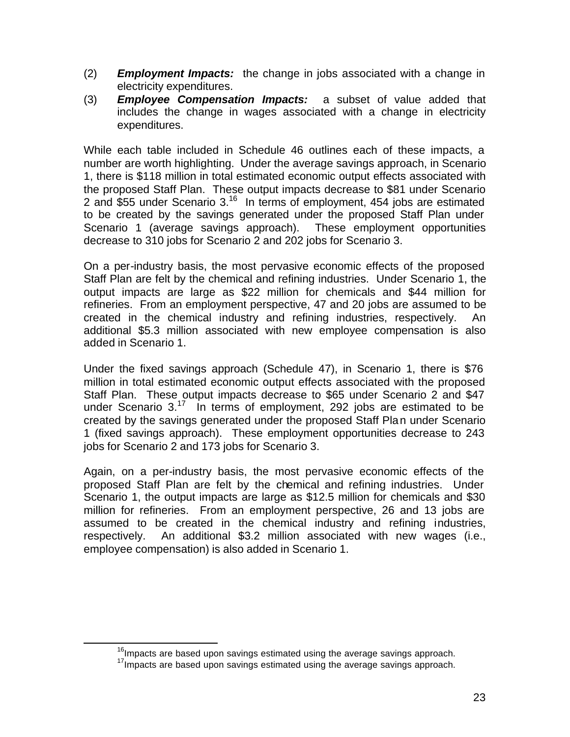(2) ***Employment Impacts:*** the change in jobs associated with a change in electricity expenditures.

(3) ***Employee Compensation Impacts:*** a subset of value added that includes the change in wages associated with a change in electricity expenditures.

While each table included in Schedule 46 outlines each of these impacts, a number are worth highlighting. Under the average savings approach, in Scenario 1, there is $118 million in total estimated economic output effects associated with the proposed Staff Plan. These output impacts decrease to $81 under Scenario 2 and $55 under Scenario 3.[16] In terms of employment, 454 jobs are estimated to be created by the savings generated under the proposed Staff Plan under Scenario 1 (average savings approach). These employment opportunities decrease to 310 jobs for Scenario 2 and 202 jobs for Scenario 3.

On a per-industry basis, the most pervasive economic effects of the proposed Staff Plan are felt by the chemical and refining industries. Under Scenario 1, the output impacts are large as $22 million for chemicals and $44 million for refineries. From an employment perspective, 47 and 20 jobs are assumed to be created in the chemical industry and refining industries, respectively. An additional $5.3 million associated with new employee compensation is also added in Scenario 1.

Under the fixed savings approach (Schedule 47), in Scenario 1, there is $76 million in total estimated economic output effects associated with the proposed Staff Plan. These output impacts decrease to $65 under Scenario 2 and $47 under Scenario 3.[17] In terms of employment, 292 jobs are estimated to be created by the savings generated under the proposed Staff Plan under Scenario 1 (fixed savings approach). These employment opportunities decrease to 243 jobs for Scenario 2 and 173 jobs for Scenario 3.

Again, on a per-industry basis, the most pervasive economic effects of the proposed Staff Plan are felt by the chemical and refining industries. Under Scenario 1, the output impacts are large as $12.5 million for chemicals and $30 million for refineries. From an employment perspective, 26 and 13 jobs are assumed to be created in the chemical industry and refining industries, respectively. An additional $3.2 million associated with new wages (i.e., employee compensation) is also added in Scenario 1.

---

[16] Impacts are based upon savings estimated using the average savings approach.

[17] Impacts are based upon savings estimated using the average savings approach.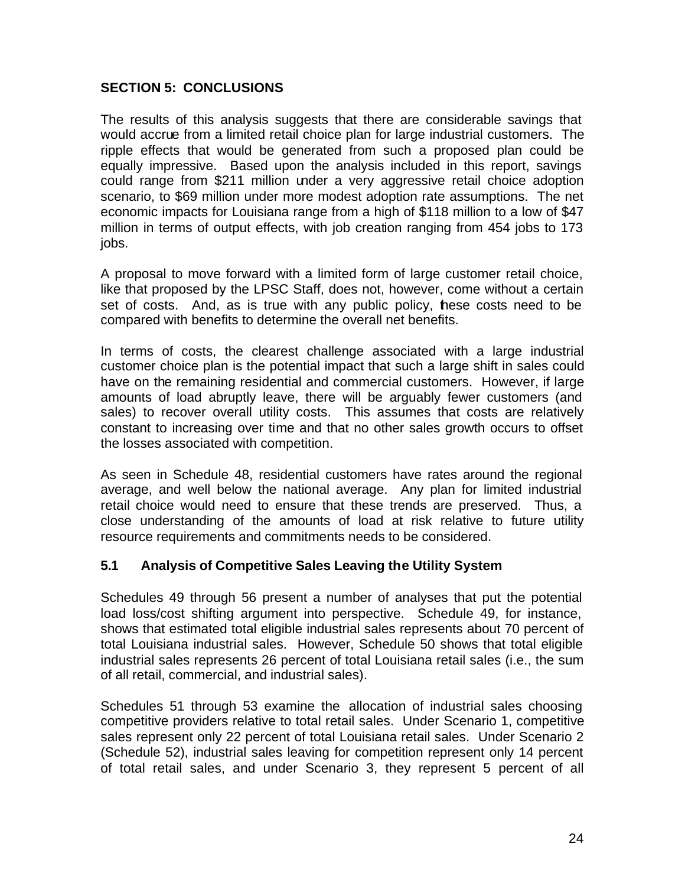## SECTION 5: CONCLUSIONS

The results of this analysis suggests that there are considerable savings that would accrue from a limited retail choice plan for large industrial customers. The ripple effects that would be generated from such a proposed plan could be equally impressive. Based upon the analysis included in this report, savings could range from $211 million under a very aggressive retail choice adoption scenario, to $69 million under more modest adoption rate assumptions. The net economic impacts for Louisiana range from a high of $118 million to a low of $47 million in terms of output effects, with job creation ranging from 454 jobs to 173 jobs.

A proposal to move forward with a limited form of large customer retail choice, like that proposed by the LPSC Staff, does not, however, come without a certain set of costs. And, as is true with any public policy, these costs need to be compared with benefits to determine the overall net benefits.

In terms of costs, the clearest challenge associated with a large industrial customer choice plan is the potential impact that such a large shift in sales could have on the remaining residential and commercial customers. However, if large amounts of load abruptly leave, there will be arguably fewer customers (and sales) to recover overall utility costs. This assumes that costs are relatively constant to increasing over time and that no other sales growth occurs to offset the losses associated with competition.

As seen in Schedule 48, residential customers have rates around the regional average, and well below the national average. Any plan for limited industrial retail choice would need to ensure that these trends are preserved. Thus, a close understanding of the amounts of load at risk relative to future utility resource requirements and commitments needs to be considered.

### 5.1 Analysis of Competitive Sales Leaving the Utility System

Schedules 49 through 56 present a number of analyses that put the potential load loss/cost shifting argument into perspective. Schedule 49, for instance, shows that estimated total eligible industrial sales represents about 70 percent of total Louisiana industrial sales. However, Schedule 50 shows that total eligible industrial sales represents 26 percent of total Louisiana retail sales (i.e., the sum of all retail, commercial, and industrial sales).

Schedules 51 through 53 examine the allocation of industrial sales choosing competitive providers relative to total retail sales. Under Scenario 1, competitive sales represent only 22 percent of total Louisiana retail sales. Under Scenario 2 (Schedule 52), industrial sales leaving for competition represent only 14 percent of total retail sales, and under Scenario 3, they represent 5 percent of all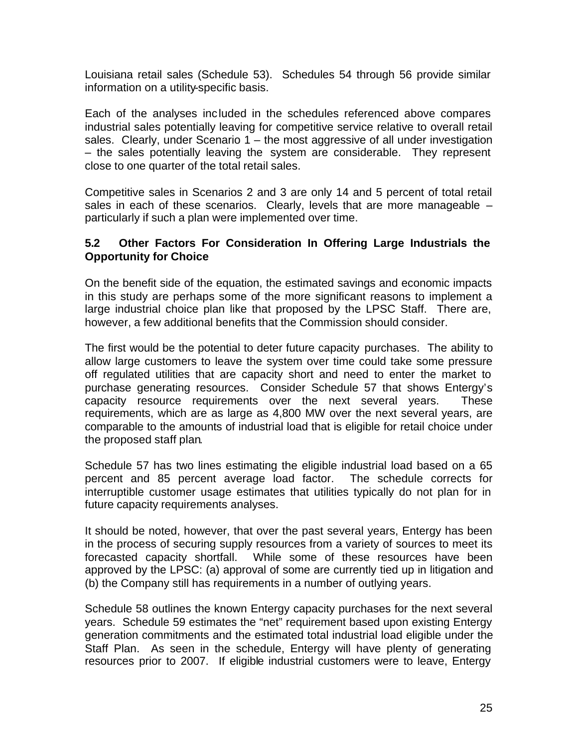Louisiana retail sales (Schedule 53). Schedules 54 through 56 provide similar information on a utility-specific basis.

Each of the analyses included in the schedules referenced above compares industrial sales potentially leaving for competitive service relative to overall retail sales. Clearly, under Scenario 1 – the most aggressive of all under investigation – the sales potentially leaving the system are considerable. They represent close to one quarter of the total retail sales.

Competitive sales in Scenarios 2 and 3 are only 14 and 5 percent of total retail sales in each of these scenarios. Clearly, levels that are more manageable – particularly if such a plan were implemented over time.

### 5.2 Other Factors For Consideration In Offering Large Industrials the Opportunity for Choice

On the benefit side of the equation, the estimated savings and economic impacts in this study are perhaps some of the more significant reasons to implement a large industrial choice plan like that proposed by the LPSC Staff. There are, however, a few additional benefits that the Commission should consider.

The first would be the potential to deter future capacity purchases. The ability to allow large customers to leave the system over time could take some pressure off regulated utilities that are capacity short and need to enter the market to purchase generating resources. Consider Schedule 57 that shows Entergy's capacity resource requirements over the next several years. These requirements, which are as large as 4,800 MW over the next several years, are comparable to the amounts of industrial load that is eligible for retail choice under the proposed staff plan.

Schedule 57 has two lines estimating the eligible industrial load based on a 65 percent and 85 percent average load factor. The schedule corrects for interruptible customer usage estimates that utilities typically do not plan for in future capacity requirements analyses.

It should be noted, however, that over the past several years, Entergy has been in the process of securing supply resources from a variety of sources to meet its forecasted capacity shortfall. While some of these resources have been approved by the LPSC: (a) approval of some are currently tied up in litigation and (b) the Company still has requirements in a number of outlying years.

Schedule 58 outlines the known Entergy capacity purchases for the next several years. Schedule 59 estimates the "net" requirement based upon existing Entergy generation commitments and the estimated total industrial load eligible under the Staff Plan. As seen in the schedule, Entergy will have plenty of generating resources prior to 2007. If eligible industrial customers were to leave, Entergy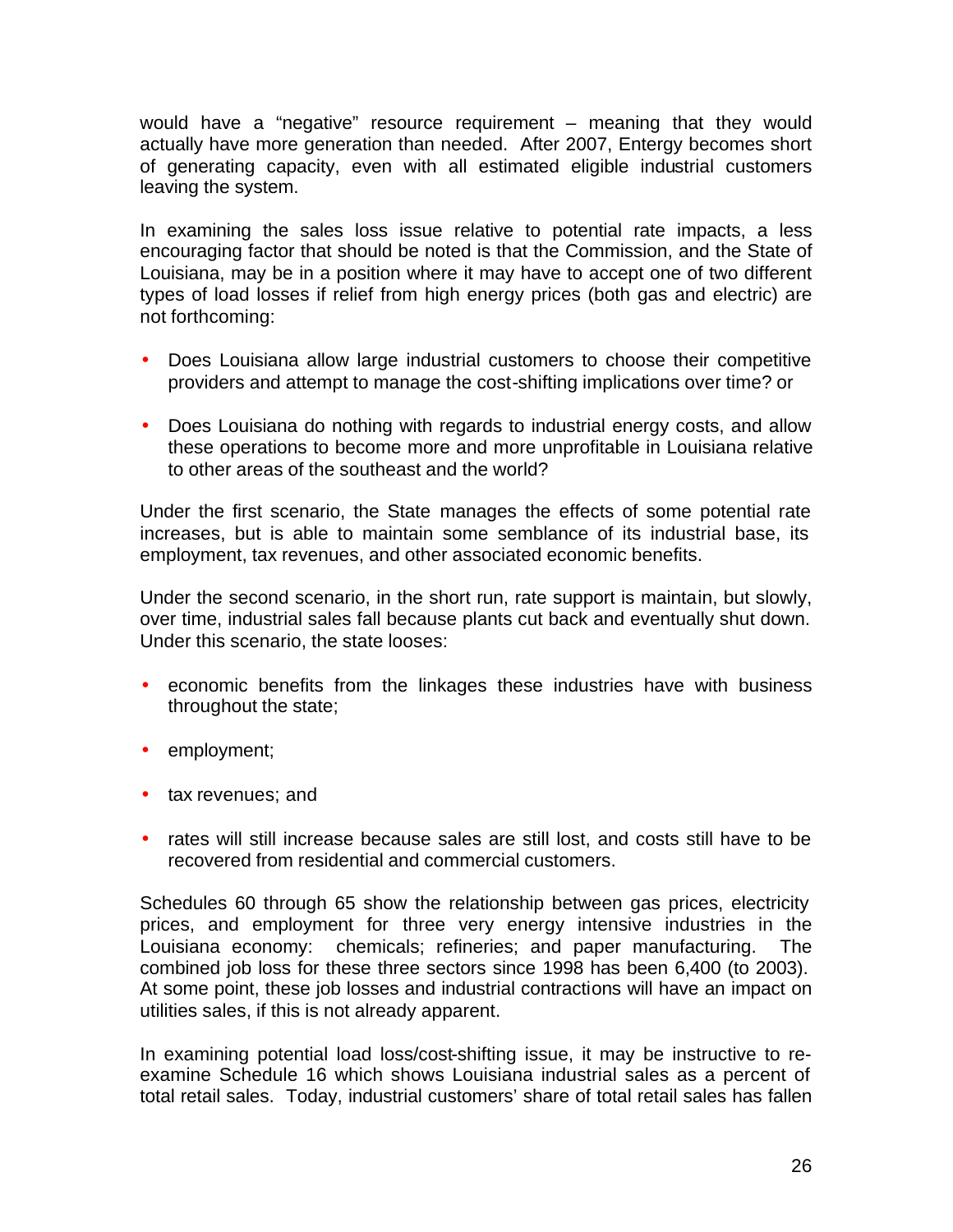would have a "negative" resource requirement – meaning that they would actually have more generation than needed. After 2007, Entergy becomes short of generating capacity, even with all estimated eligible industrial customers leaving the system.

In examining the sales loss issue relative to potential rate impacts, a less encouraging factor that should be noted is that the Commission, and the State of Louisiana, may be in a position where it may have to accept one of two different types of load losses if relief from high energy prices (both gas and electric) are not forthcoming:

- Does Louisiana allow large industrial customers to choose their competitive providers and attempt to manage the cost-shifting implications over time? or

- Does Louisiana do nothing with regards to industrial energy costs, and allow these operations to become more and more unprofitable in Louisiana relative to other areas of the southeast and the world?

Under the first scenario, the State manages the effects of some potential rate increases, but is able to maintain some semblance of its industrial base, its employment, tax revenues, and other associated economic benefits.

Under the second scenario, in the short run, rate support is maintain, but slowly, over time, industrial sales fall because plants cut back and eventually shut down. Under this scenario, the state looses:

- economic benefits from the linkages these industries have with business throughout the state;

- employment;

- tax revenues; and

- rates will still increase because sales are still lost, and costs still have to be recovered from residential and commercial customers.

Schedules 60 through 65 show the relationship between gas prices, electricity prices, and employment for three very energy intensive industries in the Louisiana economy: chemicals; refineries; and paper manufacturing. The combined job loss for these three sectors since 1998 has been 6,400 (to 2003). At some point, these job losses and industrial contractions will have an impact on utilities sales, if this is not already apparent.

In examining potential load loss/cost-shifting issue, it may be instructive to re-examine Schedule 16 which shows Louisiana industrial sales as a percent of total retail sales. Today, industrial customers' share of total retail sales has fallen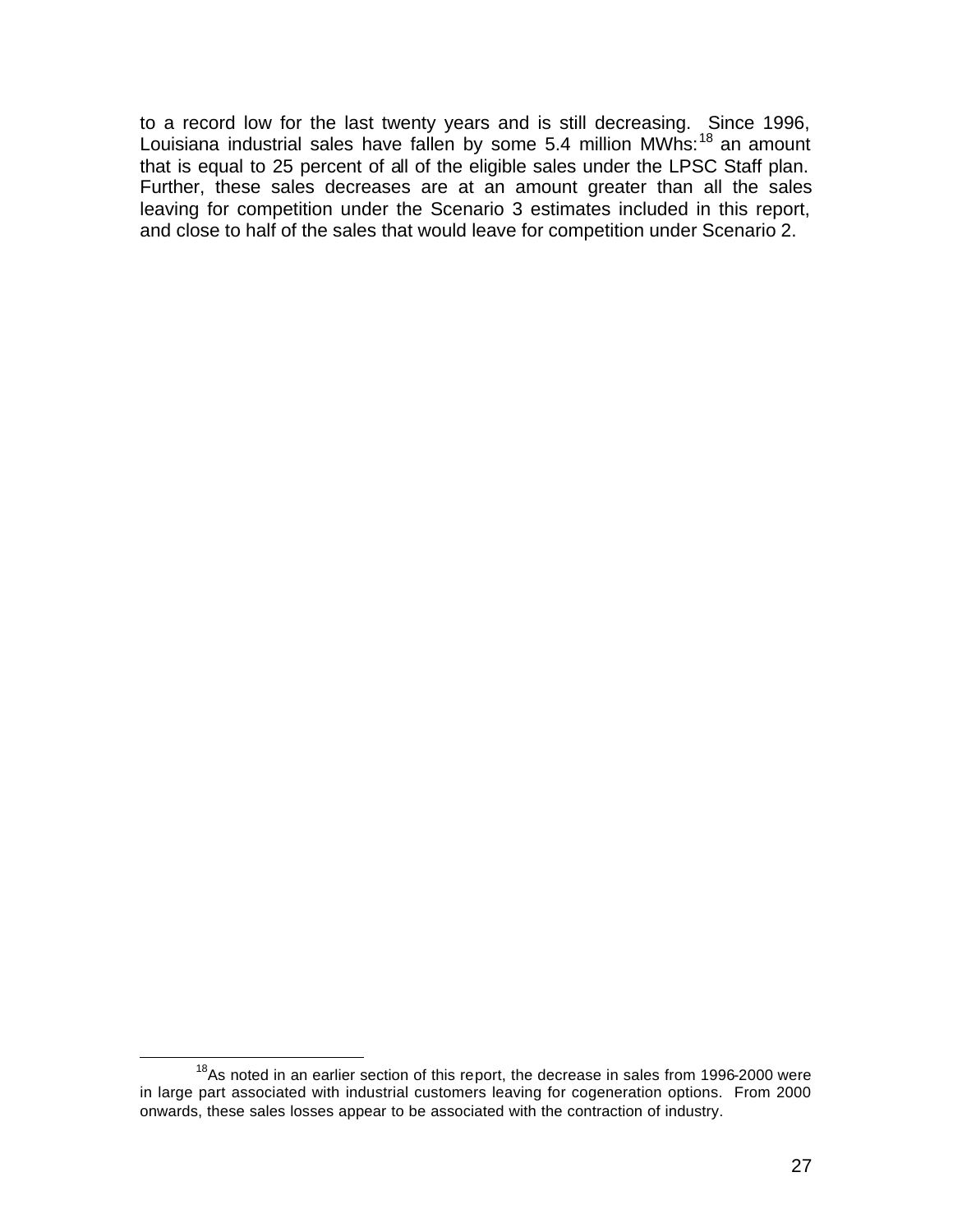to a record low for the last twenty years and is still decreasing. Since 1996, Louisiana industrial sales have fallen by some 5.4 million MWhs:[18] an amount that is equal to 25 percent of all of the eligible sales under the LPSC Staff plan. Further, these sales decreases are at an amount greater than all the sales leaving for competition under the Scenario 3 estimates included in this report, and close to half of the sales that would leave for competition under Scenario 2.

---

[18] As noted in an earlier section of this report, the decrease in sales from 1996-2000 were in large part associated with industrial customers leaving for cogeneration options. From 2000 onwards, these sales losses appear to be associated with the contraction of industry.